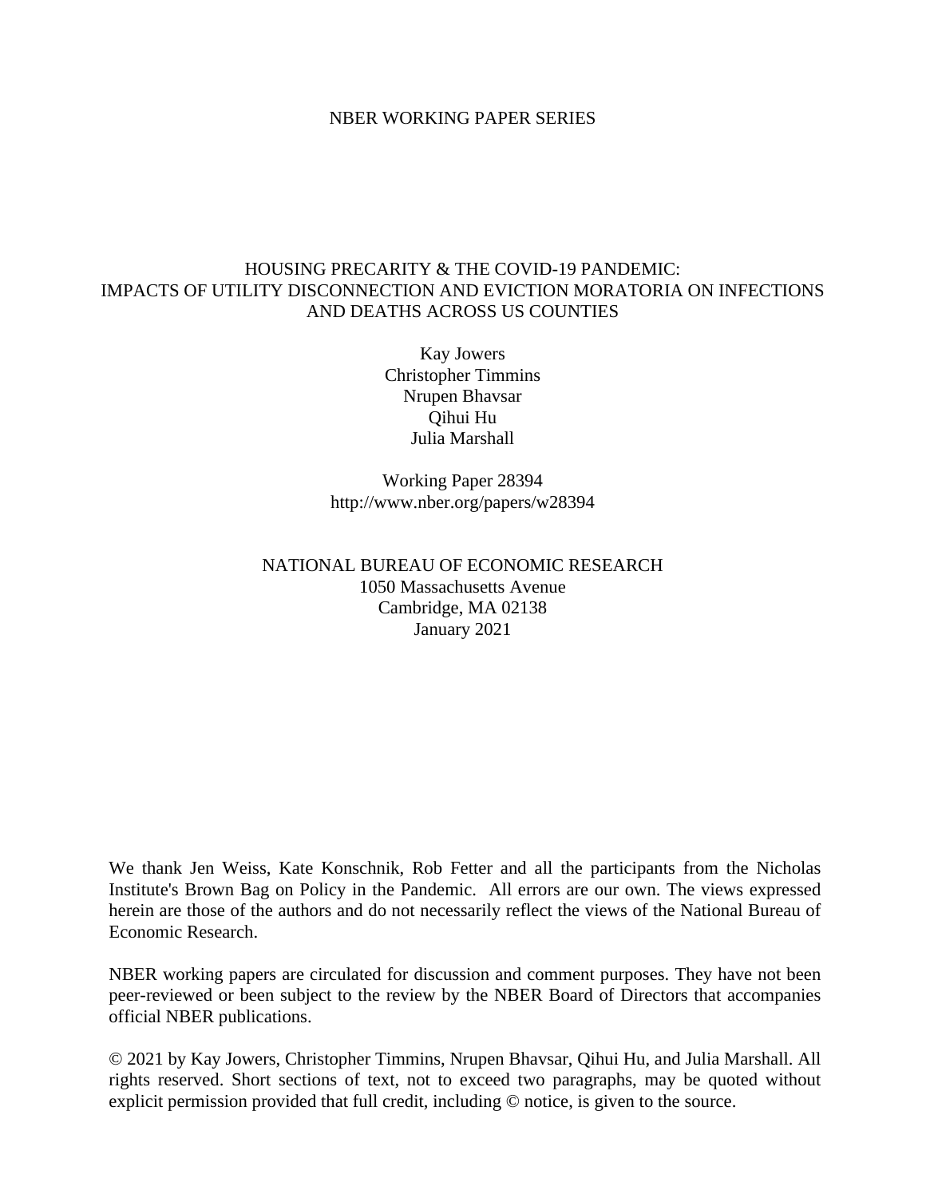NBER WORKING PAPER SERIES

# HOUSING PRECARITY & THE COVID-19 PANDEMIC: IMPACTS OF UTILITY DISCONNECTION AND EVICTION MORATORIA ON INFECTIONS AND DEATHS ACROSS US COUNTIES

Kay Jowers
Christopher Timmins
Nrupen Bhavsar
Qihui Hu
Julia Marshall

Working Paper 28394
http://www.nber.org/papers/w28394

NATIONAL BUREAU OF ECONOMIC RESEARCH
1050 Massachusetts Avenue
Cambridge, MA 02138
January 2021

We thank Jen Weiss, Kate Konschnik, Rob Fetter and all the participants from the Nicholas Institute's Brown Bag on Policy in the Pandemic. All errors are our own. The views expressed herein are those of the authors and do not necessarily reflect the views of the National Bureau of Economic Research.

NBER working papers are circulated for discussion and comment purposes. They have not been peer-reviewed or been subject to the review by the NBER Board of Directors that accompanies official NBER publications.

© 2021 by Kay Jowers, Christopher Timmins, Nrupen Bhavsar, Qihui Hu, and Julia Marshall. All rights reserved. Short sections of text, not to exceed two paragraphs, may be quoted without explicit permission provided that full credit, including © notice, is given to the source.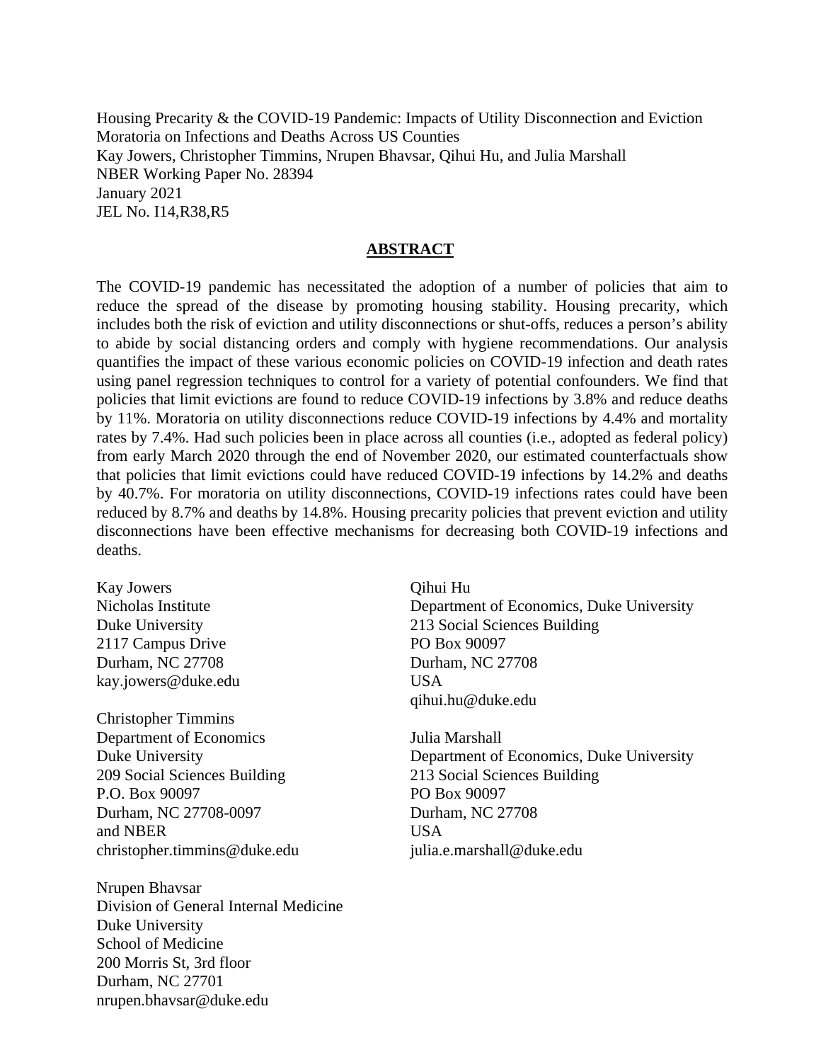Housing Precarity & the COVID-19 Pandemic: Impacts of Utility Disconnection and Eviction Moratoria on Infections and Deaths Across US Counties
Kay Jowers, Christopher Timmins, Nrupen Bhavsar, Qihui Hu, and Julia Marshall
NBER Working Paper No. 28394
January 2021
JEL No. I14,R38,R5

## ABSTRACT

The COVID-19 pandemic has necessitated the adoption of a number of policies that aim to reduce the spread of the disease by promoting housing stability. Housing precarity, which includes both the risk of eviction and utility disconnections or shut-offs, reduces a person's ability to abide by social distancing orders and comply with hygiene recommendations. Our analysis quantifies the impact of these various economic policies on COVID-19 infection and death rates using panel regression techniques to control for a variety of potential confounders. We find that policies that limit evictions are found to reduce COVID-19 infections by 3.8% and reduce deaths by 11%. Moratoria on utility disconnections reduce COVID-19 infections by 4.4% and mortality rates by 7.4%. Had such policies been in place across all counties (i.e., adopted as federal policy) from early March 2020 through the end of November 2020, our estimated counterfactuals show that policies that limit evictions could have reduced COVID-19 infections by 14.2% and deaths by 40.7%. For moratoria on utility disconnections, COVID-19 infections rates could have been reduced by 8.7% and deaths by 14.8%. Housing precarity policies that prevent eviction and utility disconnections have been effective mechanisms for decreasing both COVID-19 infections and deaths.

Kay Jowers
Nicholas Institute
Duke University
2117 Campus Drive
Durham, NC 27708
kay.jowers@duke.edu

Christopher Timmins
Department of Economics
Duke University
209 Social Sciences Building
P.O. Box 90097
Durham, NC 27708-0097
and NBER
christopher.timmins@duke.edu

Nrupen Bhavsar
Division of General Internal Medicine
Duke University
School of Medicine
200 Morris St, 3rd floor
Durham, NC 27701
nrupen.bhavsar@duke.edu

Qihui Hu
Department of Economics, Duke University
213 Social Sciences Building
PO Box 90097
Durham, NC 27708
USA
qihui.hu@duke.edu

Julia Marshall
Department of Economics, Duke University
213 Social Sciences Building
PO Box 90097
Durham, NC 27708
USA
julia.e.marshall@duke.edu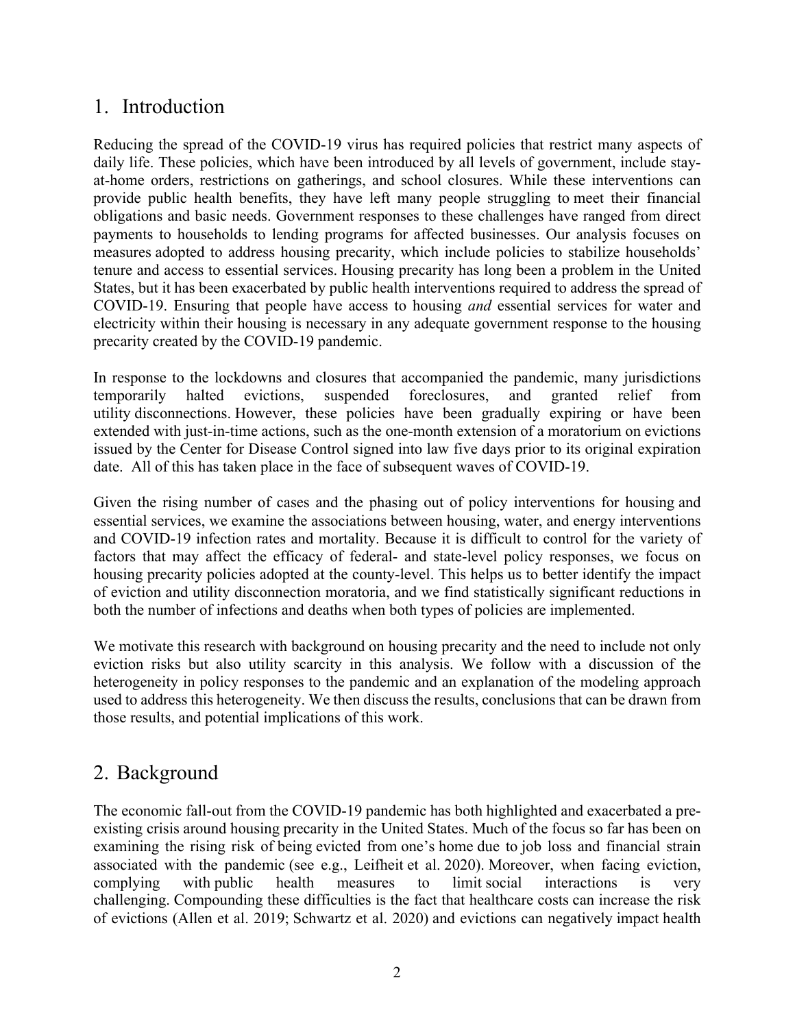## 1. Introduction

Reducing the spread of the COVID-19 virus has required policies that restrict many aspects of daily life. These policies, which have been introduced by all levels of government, include stay-at-home orders, restrictions on gatherings, and school closures. While these interventions can provide public health benefits, they have left many people struggling to meet their financial obligations and basic needs. Government responses to these challenges have ranged from direct payments to households to lending programs for affected businesses. Our analysis focuses on measures adopted to address housing precarity, which include policies to stabilize households' tenure and access to essential services. Housing precarity has long been a problem in the United States, but it has been exacerbated by public health interventions required to address the spread of COVID-19. Ensuring that people have access to housing *and* essential services for water and electricity within their housing is necessary in any adequate government response to the housing precarity created by the COVID-19 pandemic.

In response to the lockdowns and closures that accompanied the pandemic, many jurisdictions temporarily halted evictions, suspended foreclosures, and granted relief from utility disconnections. However, these policies have been gradually expiring or have been extended with just-in-time actions, such as the one-month extension of a moratorium on evictions issued by the Center for Disease Control signed into law five days prior to its original expiration date. All of this has taken place in the face of subsequent waves of COVID-19.

Given the rising number of cases and the phasing out of policy interventions for housing and essential services, we examine the associations between housing, water, and energy interventions and COVID-19 infection rates and mortality. Because it is difficult to control for the variety of factors that may affect the efficacy of federal- and state-level policy responses, we focus on housing precarity policies adopted at the county-level. This helps us to better identify the impact of eviction and utility disconnection moratoria, and we find statistically significant reductions in both the number of infections and deaths when both types of policies are implemented.

We motivate this research with background on housing precarity and the need to include not only eviction risks but also utility scarcity in this analysis. We follow with a discussion of the heterogeneity in policy responses to the pandemic and an explanation of the modeling approach used to address this heterogeneity. We then discuss the results, conclusions that can be drawn from those results, and potential implications of this work.

## 2. Background

The economic fall-out from the COVID-19 pandemic has both highlighted and exacerbated a pre-existing crisis around housing precarity in the United States. Much of the focus so far has been on examining the rising risk of being evicted from one's home due to job loss and financial strain associated with the pandemic (see e.g., Leifheit et al. 2020). Moreover, when facing eviction, complying with public health measures to limit social interactions is very challenging. Compounding these difficulties is the fact that healthcare costs can increase the risk of evictions (Allen et al. 2019; Schwartz et al. 2020) and evictions can negatively impact health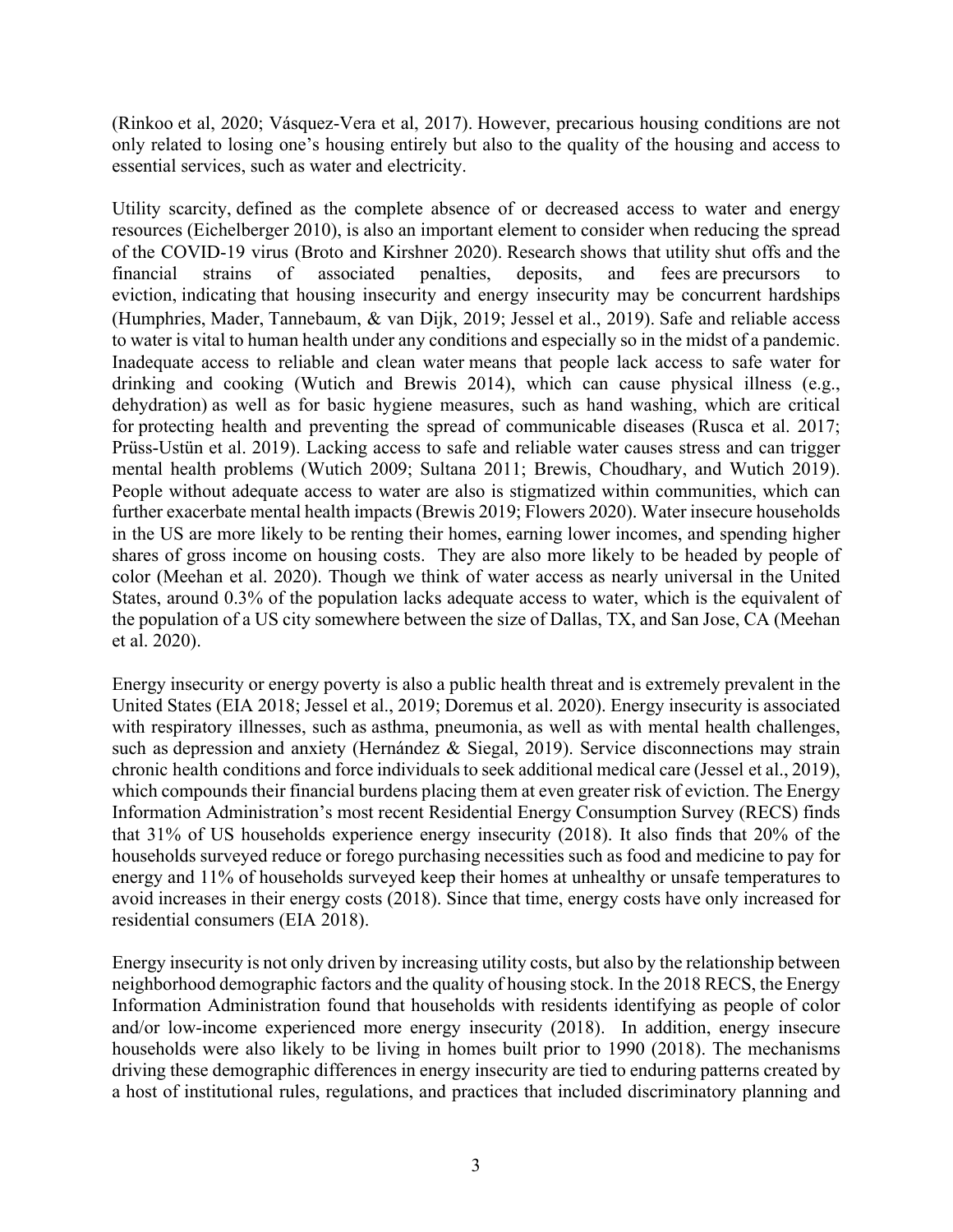(Rinkoo et al, 2020; Vásquez-Vera et al, 2017). However, precarious housing conditions are not only related to losing one's housing entirely but also to the quality of the housing and access to essential services, such as water and electricity.

Utility scarcity, defined as the complete absence of or decreased access to water and energy resources (Eichelberger 2010), is also an important element to consider when reducing the spread of the COVID-19 virus (Broto and Kirshner 2020). Research shows that utility shut offs and the financial strains of associated penalties, deposits, and fees are precursors to eviction, indicating that housing insecurity and energy insecurity may be concurrent hardships (Humphries, Mader, Tannebaum, & van Dijk, 2019; Jessel et al., 2019). Safe and reliable access to water is vital to human health under any conditions and especially so in the midst of a pandemic. Inadequate access to reliable and clean water means that people lack access to safe water for drinking and cooking (Wutich and Brewis 2014), which can cause physical illness (e.g., dehydration) as well as for basic hygiene measures, such as hand washing, which are critical for protecting health and preventing the spread of communicable diseases (Rusca et al. 2017; Prüss-Ustün et al. 2019). Lacking access to safe and reliable water causes stress and can trigger mental health problems (Wutich 2009; Sultana 2011; Brewis, Choudhary, and Wutich 2019). People without adequate access to water are also is stigmatized within communities, which can further exacerbate mental health impacts (Brewis 2019; Flowers 2020). Water insecure households in the US are more likely to be renting their homes, earning lower incomes, and spending higher shares of gross income on housing costs. They are also more likely to be headed by people of color (Meehan et al. 2020). Though we think of water access as nearly universal in the United States, around 0.3% of the population lacks adequate access to water, which is the equivalent of the population of a US city somewhere between the size of Dallas, TX, and San Jose, CA (Meehan et al. 2020).

Energy insecurity or energy poverty is also a public health threat and is extremely prevalent in the United States (EIA 2018; Jessel et al., 2019; Doremus et al. 2020). Energy insecurity is associated with respiratory illnesses, such as asthma, pneumonia, as well as with mental health challenges, such as depression and anxiety (Hernández & Siegal, 2019). Service disconnections may strain chronic health conditions and force individuals to seek additional medical care (Jessel et al., 2019), which compounds their financial burdens placing them at even greater risk of eviction. The Energy Information Administration's most recent Residential Energy Consumption Survey (RECS) finds that 31% of US households experience energy insecurity (2018). It also finds that 20% of the households surveyed reduce or forego purchasing necessities such as food and medicine to pay for energy and 11% of households surveyed keep their homes at unhealthy or unsafe temperatures to avoid increases in their energy costs (2018). Since that time, energy costs have only increased for residential consumers (EIA 2018).

Energy insecurity is not only driven by increasing utility costs, but also by the relationship between neighborhood demographic factors and the quality of housing stock. In the 2018 RECS, the Energy Information Administration found that households with residents identifying as people of color and/or low-income experienced more energy insecurity (2018). In addition, energy insecure households were also likely to be living in homes built prior to 1990 (2018). The mechanisms driving these demographic differences in energy insecurity are tied to enduring patterns created by a host of institutional rules, regulations, and practices that included discriminatory planning and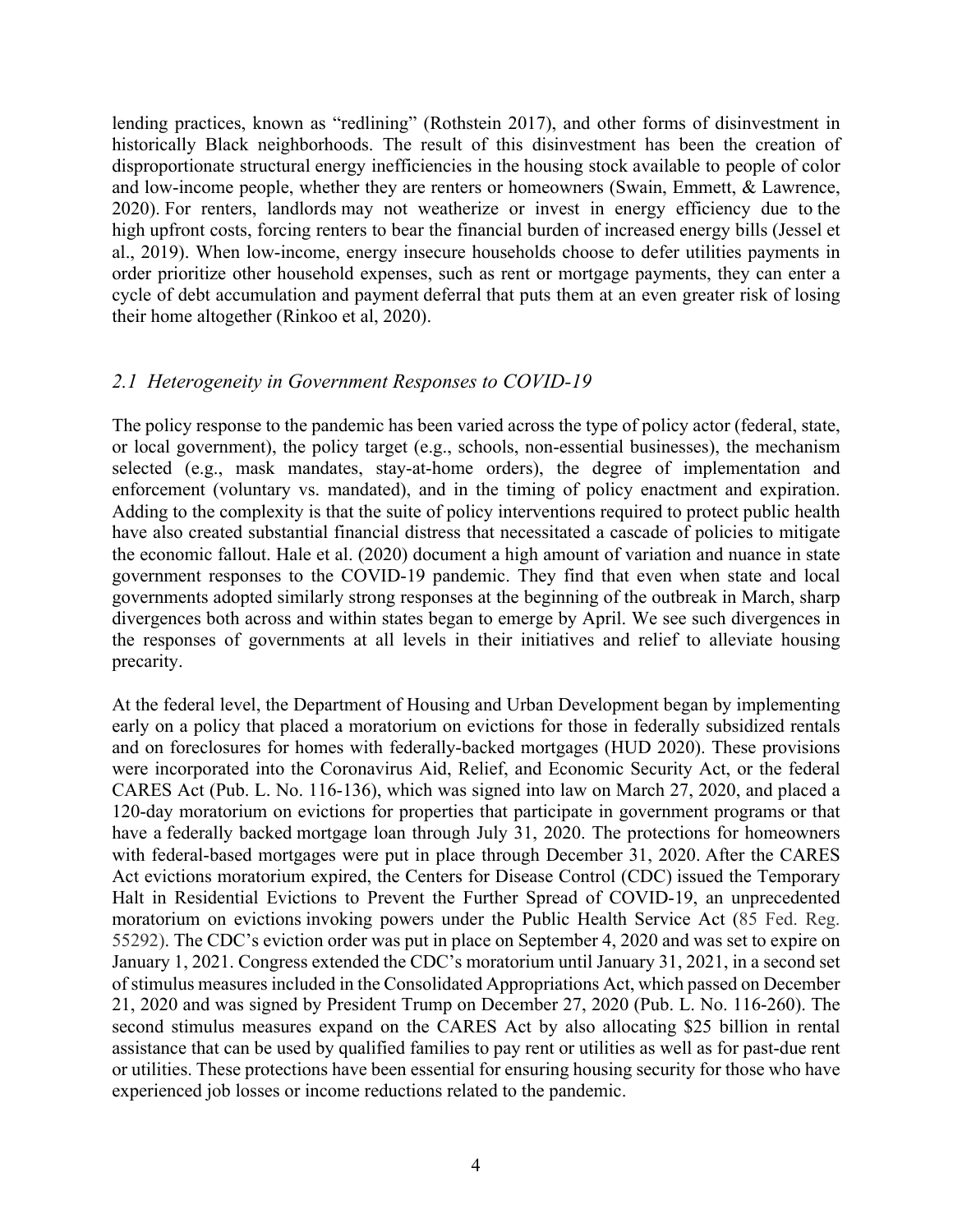lending practices, known as "redlining" (Rothstein 2017), and other forms of disinvestment in historically Black neighborhoods. The result of this disinvestment has been the creation of disproportionate structural energy inefficiencies in the housing stock available to people of color and low-income people, whether they are renters or homeowners (Swain, Emmett, & Lawrence, 2020). For renters, landlords may not weatherize or invest in energy efficiency due to the high upfront costs, forcing renters to bear the financial burden of increased energy bills (Jessel et al., 2019). When low-income, energy insecure households choose to defer utilities payments in order prioritize other household expenses, such as rent or mortgage payments, they can enter a cycle of debt accumulation and payment deferral that puts them at an even greater risk of losing their home altogether (Rinkoo et al, 2020).

## *2.1 Heterogeneity in Government Responses to COVID-19*

The policy response to the pandemic has been varied across the type of policy actor (federal, state, or local government), the policy target (e.g., schools, non-essential businesses), the mechanism selected (e.g., mask mandates, stay-at-home orders), the degree of implementation and enforcement (voluntary vs. mandated), and in the timing of policy enactment and expiration. Adding to the complexity is that the suite of policy interventions required to protect public health have also created substantial financial distress that necessitated a cascade of policies to mitigate the economic fallout. Hale et al. (2020) document a high amount of variation and nuance in state government responses to the COVID-19 pandemic. They find that even when state and local governments adopted similarly strong responses at the beginning of the outbreak in March, sharp divergences both across and within states began to emerge by April. We see such divergences in the responses of governments at all levels in their initiatives and relief to alleviate housing precarity.

At the federal level, the Department of Housing and Urban Development began by implementing early on a policy that placed a moratorium on evictions for those in federally subsidized rentals and on foreclosures for homes with federally-backed mortgages (HUD 2020). These provisions were incorporated into the Coronavirus Aid, Relief, and Economic Security Act, or the federal CARES Act (Pub. L. No. 116-136), which was signed into law on March 27, 2020, and placed a 120-day moratorium on evictions for properties that participate in government programs or that have a federally backed mortgage loan through July 31, 2020. The protections for homeowners with federal-based mortgages were put in place through December 31, 2020. After the CARES Act evictions moratorium expired, the Centers for Disease Control (CDC) issued the Temporary Halt in Residential Evictions to Prevent the Further Spread of COVID-19, an unprecedented moratorium on evictions invoking powers under the Public Health Service Act (85 Fed. Reg. 55292). The CDC's eviction order was put in place on September 4, 2020 and was set to expire on January 1, 2021. Congress extended the CDC's moratorium until January 31, 2021, in a second set of stimulus measures included in the Consolidated Appropriations Act, which passed on December 21, 2020 and was signed by President Trump on December 27, 2020 (Pub. L. No. 116-260). The second stimulus measures expand on the CARES Act by also allocating $25 billion in rental assistance that can be used by qualified families to pay rent or utilities as well as for past-due rent or utilities. These protections have been essential for ensuring housing security for those who have experienced job losses or income reductions related to the pandemic.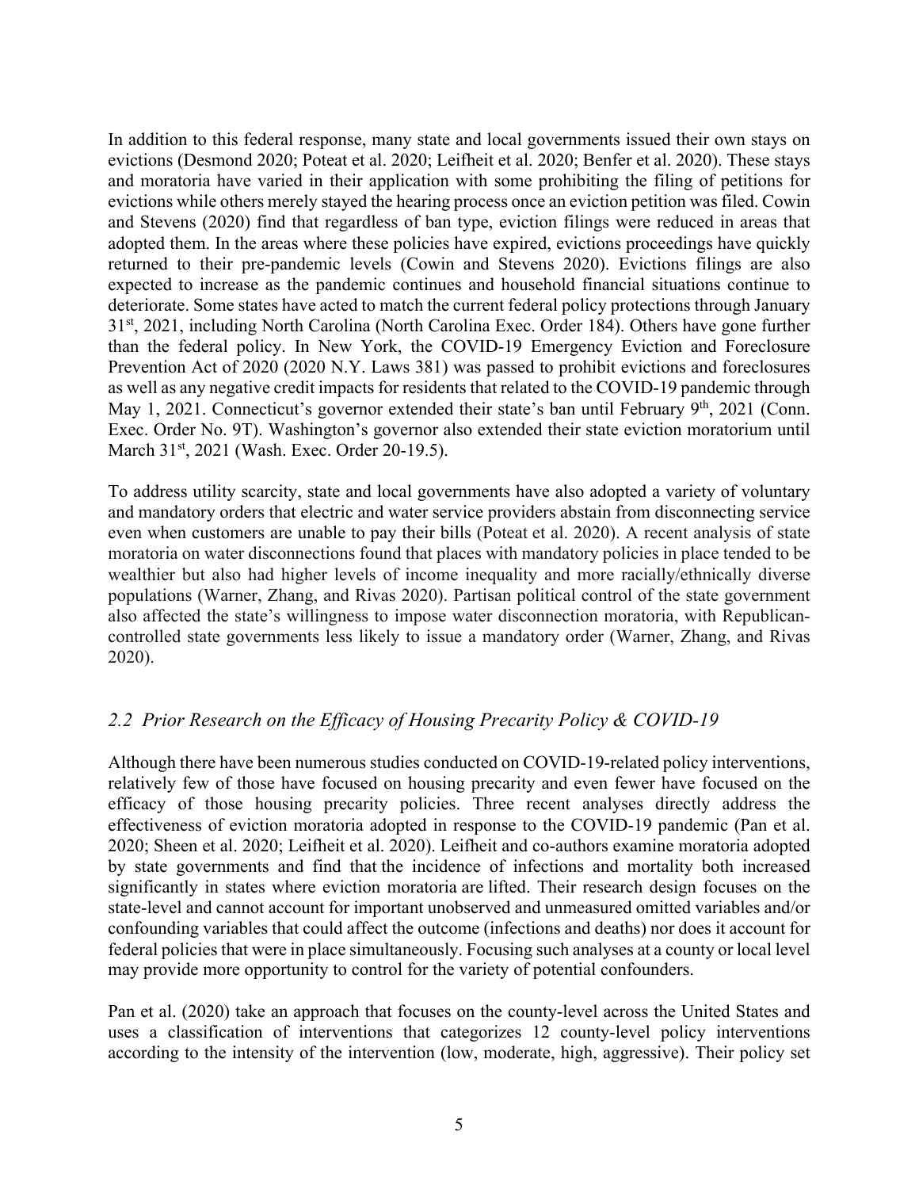In addition to this federal response, many state and local governments issued their own stays on evictions (Desmond 2020; Poteat et al. 2020; Leifheit et al. 2020; Benfer et al. 2020). These stays and moratoria have varied in their application with some prohibiting the filing of petitions for evictions while others merely stayed the hearing process once an eviction petition was filed. Cowin and Stevens (2020) find that regardless of ban type, eviction filings were reduced in areas that adopted them. In the areas where these policies have expired, evictions proceedings have quickly returned to their pre-pandemic levels (Cowin and Stevens 2020). Evictions filings are also expected to increase as the pandemic continues and household financial situations continue to deteriorate. Some states have acted to match the current federal policy protections through January 31st, 2021, including North Carolina (North Carolina Exec. Order 184). Others have gone further than the federal policy. In New York, the COVID-19 Emergency Eviction and Foreclosure Prevention Act of 2020 (2020 N.Y. Laws 381) was passed to prohibit evictions and foreclosures as well as any negative credit impacts for residents that related to the COVID-19 pandemic through May 1, 2021. Connecticut's governor extended their state's ban until February 9th, 2021 (Conn. Exec. Order No. 9T). Washington's governor also extended their state eviction moratorium until March 31st, 2021 (Wash. Exec. Order 20-19.5).

To address utility scarcity, state and local governments have also adopted a variety of voluntary and mandatory orders that electric and water service providers abstain from disconnecting service even when customers are unable to pay their bills (Poteat et al. 2020). A recent analysis of state moratoria on water disconnections found that places with mandatory policies in place tended to be wealthier but also had higher levels of income inequality and more racially/ethnically diverse populations (Warner, Zhang, and Rivas 2020). Partisan political control of the state government also affected the state's willingness to impose water disconnection moratoria, with Republican-controlled state governments less likely to issue a mandatory order (Warner, Zhang, and Rivas 2020).

## *2.2 Prior Research on the Efficacy of Housing Precarity Policy & COVID-19*

Although there have been numerous studies conducted on COVID-19-related policy interventions, relatively few of those have focused on housing precarity and even fewer have focused on the efficacy of those housing precarity policies. Three recent analyses directly address the effectiveness of eviction moratoria adopted in response to the COVID-19 pandemic (Pan et al. 2020; Sheen et al. 2020; Leifheit et al. 2020). Leifheit and co-authors examine moratoria adopted by state governments and find that the incidence of infections and mortality both increased significantly in states where eviction moratoria are lifted. Their research design focuses on the state-level and cannot account for important unobserved and unmeasured omitted variables and/or confounding variables that could affect the outcome (infections and deaths) nor does it account for federal policies that were in place simultaneously. Focusing such analyses at a county or local level may provide more opportunity to control for the variety of potential confounders.

Pan et al. (2020) take an approach that focuses on the county-level across the United States and uses a classification of interventions that categorizes 12 county-level policy interventions according to the intensity of the intervention (low, moderate, high, aggressive). Their policy set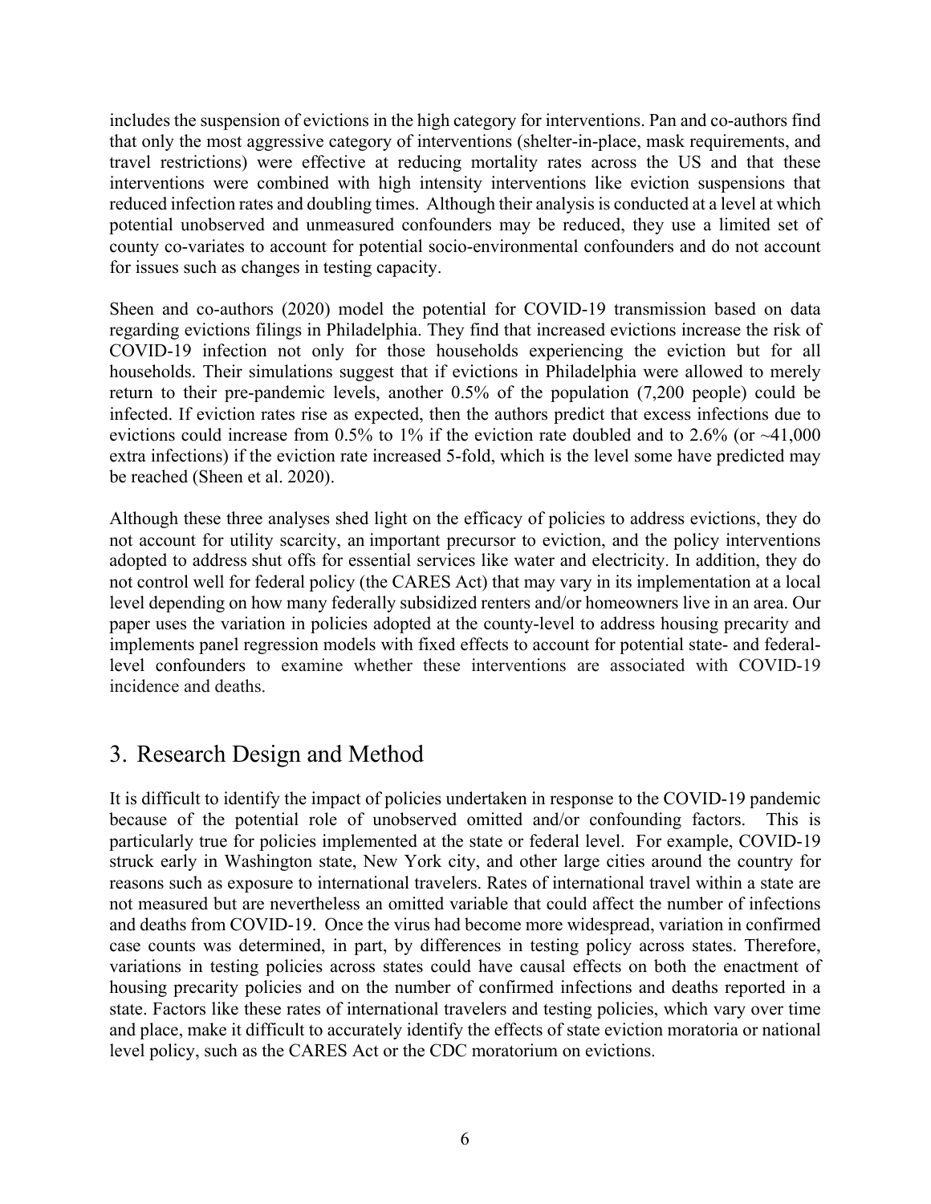includes the suspension of evictions in the high category for interventions. Pan and co-authors find that only the most aggressive category of interventions (shelter-in-place, mask requirements, and travel restrictions) were effective at reducing mortality rates across the US and that these interventions were combined with high intensity interventions like eviction suspensions that reduced infection rates and doubling times. Although their analysis is conducted at a level at which potential unobserved and unmeasured confounders may be reduced, they use a limited set of county co-variates to account for potential socio-environmental confounders and do not account for issues such as changes in testing capacity.

Sheen and co-authors (2020) model the potential for COVID-19 transmission based on data regarding evictions filings in Philadelphia. They find that increased evictions increase the risk of COVID-19 infection not only for those households experiencing the eviction but for all households. Their simulations suggest that if evictions in Philadelphia were allowed to merely return to their pre-pandemic levels, another 0.5% of the population (7,200 people) could be infected. If eviction rates rise as expected, then the authors predict that excess infections due to evictions could increase from 0.5% to 1% if the eviction rate doubled and to 2.6% (or ~41,000 extra infections) if the eviction rate increased 5-fold, which is the level some have predicted may be reached (Sheen et al. 2020).

Although these three analyses shed light on the efficacy of policies to address evictions, they do not account for utility scarcity, an important precursor to eviction, and the policy interventions adopted to address shut offs for essential services like water and electricity. In addition, they do not control well for federal policy (the CARES Act) that may vary in its implementation at a local level depending on how many federally subsidized renters and/or homeowners live in an area. Our paper uses the variation in policies adopted at the county-level to address housing precarity and implements panel regression models with fixed effects to account for potential state- and federal-level confounders to examine whether these interventions are associated with COVID-19 incidence and deaths.

## 3. Research Design and Method

It is difficult to identify the impact of policies undertaken in response to the COVID-19 pandemic because of the potential role of unobserved omitted and/or confounding factors. This is particularly true for policies implemented at the state or federal level. For example, COVID-19 struck early in Washington state, New York city, and other large cities around the country for reasons such as exposure to international travelers. Rates of international travel within a state are not measured but are nevertheless an omitted variable that could affect the number of infections and deaths from COVID-19. Once the virus had become more widespread, variation in confirmed case counts was determined, in part, by differences in testing policy across states. Therefore, variations in testing policies across states could have causal effects on both the enactment of housing precarity policies and on the number of confirmed infections and deaths reported in a state. Factors like these rates of international travelers and testing policies, which vary over time and place, make it difficult to accurately identify the effects of state eviction moratoria or national level policy, such as the CARES Act or the CDC moratorium on evictions.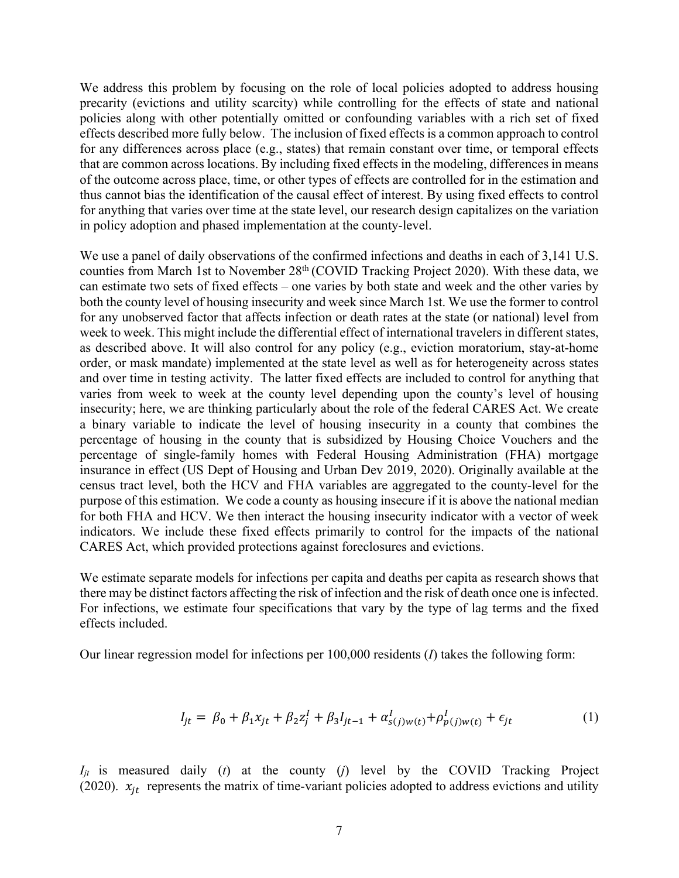We address this problem by focusing on the role of local policies adopted to address housing precarity (evictions and utility scarcity) while controlling for the effects of state and national policies along with other potentially omitted or confounding variables with a rich set of fixed effects described more fully below. The inclusion of fixed effects is a common approach to control for any differences across place (e.g., states) that remain constant over time, or temporal effects that are common across locations. By including fixed effects in the modeling, differences in means of the outcome across place, time, or other types of effects are controlled for in the estimation and thus cannot bias the identification of the causal effect of interest. By using fixed effects to control for anything that varies over time at the state level, our research design capitalizes on the variation in policy adoption and phased implementation at the county-level.

We use a panel of daily observations of the confirmed infections and deaths in each of 3,141 U.S. counties from March 1st to November 28th (COVID Tracking Project 2020). With these data, we can estimate two sets of fixed effects – one varies by both state and week and the other varies by both the county level of housing insecurity and week since March 1st. We use the former to control for any unobserved factor that affects infection or death rates at the state (or national) level from week to week. This might include the differential effect of international travelers in different states, as described above. It will also control for any policy (e.g., eviction moratorium, stay-at-home order, or mask mandate) implemented at the state level as well as for heterogeneity across states and over time in testing activity. The latter fixed effects are included to control for anything that varies from week to week at the county level depending upon the county's level of housing insecurity; here, we are thinking particularly about the role of the federal CARES Act. We create a binary variable to indicate the level of housing insecurity in a county that combines the percentage of housing in the county that is subsidized by Housing Choice Vouchers and the percentage of single-family homes with Federal Housing Administration (FHA) mortgage insurance in effect (US Dept of Housing and Urban Dev 2019, 2020). Originally available at the census tract level, both the HCV and FHA variables are aggregated to the county-level for the purpose of this estimation. We code a county as housing insecure if it is above the national median for both FHA and HCV. We then interact the housing insecurity indicator with a vector of week indicators. We include these fixed effects primarily to control for the impacts of the national CARES Act, which provided protections against foreclosures and evictions.

We estimate separate models for infections per capita and deaths per capita as research shows that there may be distinct factors affecting the risk of infection and the risk of death once one is infected. For infections, we estimate four specifications that vary by the type of lag terms and the fixed effects included.

Our linear regression model for infections per 100,000 residents (*I*) takes the following form:

$$I_{jt} = \beta_0 + \beta_1 x_{jt} + \beta_2 z_j^I + \beta_3 I_{jt-1} + \alpha_{s(j)w(t)}^I + \rho_{p(j)w(t)}^I + \epsilon_{jt} \tag{1}$$

$I_{jt}$ is measured daily (*t*) at the county (*j*) level by the COVID Tracking Project (2020). $x_{jt}$ represents the matrix of time-variant policies adopted to address evictions and utility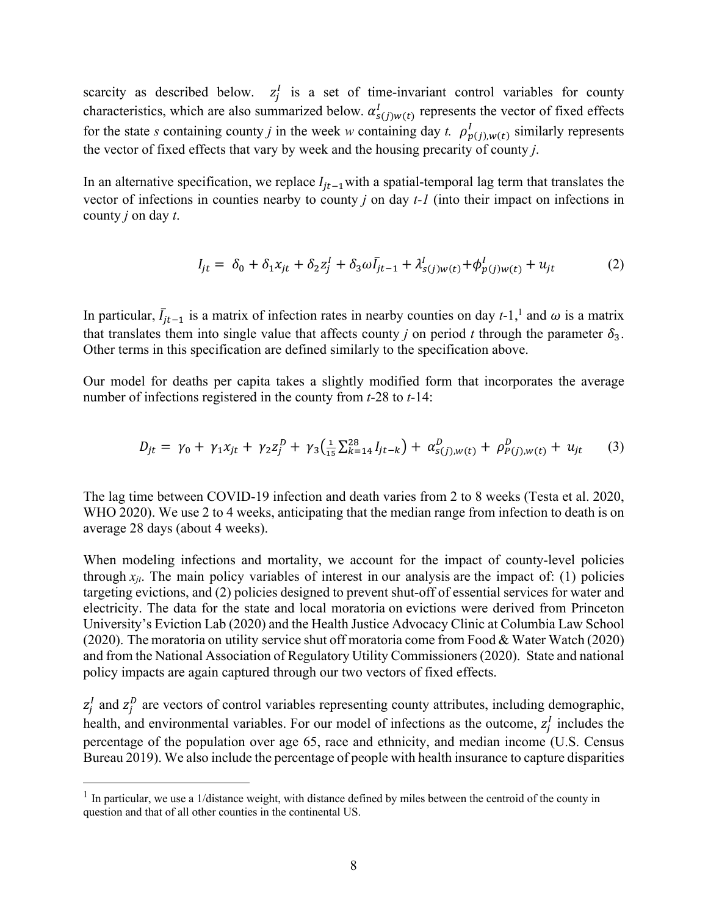scarcity as described below. $z_j^I$ is a set of time-invariant control variables for county characteristics, which are also summarized below. $\alpha_{s(j)w(t)}^I$ represents the vector of fixed effects for the state *s* containing county *j* in the week *w* containing day *t*. $\rho_{p(j),w(t)}^I$ similarly represents the vector of fixed effects that vary by week and the housing precarity of county *j*.

In an alternative specification, we replace $I_{jt-1}$ with a spatial-temporal lag term that translates the vector of infections in counties nearby to county *j* on day *t-1* (into their impact on infections in county *j* on day *t*.

$$I_{jt} = \delta_0 + \delta_1 x_{jt} + \delta_2 z_j^I + \delta_3 \omega \bar{I}_{jt-1} + \lambda_{s(j)w(t)}^I + \phi_{p(j)w(t)}^I + u_{jt} \tag{2}$$

In particular, $\bar{I}_{jt-1}$ is a matrix of infection rates in nearby counties on day *t*-1,[1] and $\omega$ is a matrix that translates them into single value that affects county *j* on period *t* through the parameter $\delta_3$. Other terms in this specification are defined similarly to the specification above.

Our model for deaths per capita takes a slightly modified form that incorporates the average number of infections registered in the county from *t*-28 to *t*-14:

$$D_{jt} = \gamma_0 + \gamma_1 x_{jt} + \gamma_2 z_j^D + \gamma_3 \left(\tfrac{1}{15}\sum_{k=14}^{28} I_{jt-k}\right) + \alpha_{s(j),w(t)}^D + \rho_{P(j),w(t)}^D + u_{jt} \tag{3}$$

The lag time between COVID-19 infection and death varies from 2 to 8 weeks (Testa et al. 2020, WHO 2020). We use 2 to 4 weeks, anticipating that the median range from infection to death is on average 28 days (about 4 weeks).

When modeling infections and mortality, we account for the impact of county-level policies through $x_{jt}$. The main policy variables of interest in our analysis are the impact of: (1) policies targeting evictions, and (2) policies designed to prevent shut-off of essential services for water and electricity. The data for the state and local moratoria on evictions were derived from Princeton University's Eviction Lab (2020) and the Health Justice Advocacy Clinic at Columbia Law School (2020). The moratoria on utility service shut off moratoria come from Food & Water Watch (2020) and from the National Association of Regulatory Utility Commissioners (2020). State and national policy impacts are again captured through our two vectors of fixed effects.

$z_j^I$ and $z_j^D$ are vectors of control variables representing county attributes, including demographic, health, and environmental variables. For our model of infections as the outcome, $z_j^I$ includes the percentage of the population over age 65, race and ethnicity, and median income (U.S. Census Bureau 2019). We also include the percentage of people with health insurance to capture disparities

[1] In particular, we use a 1/distance weight, with distance defined by miles between the centroid of the county in question and that of all other counties in the continental US.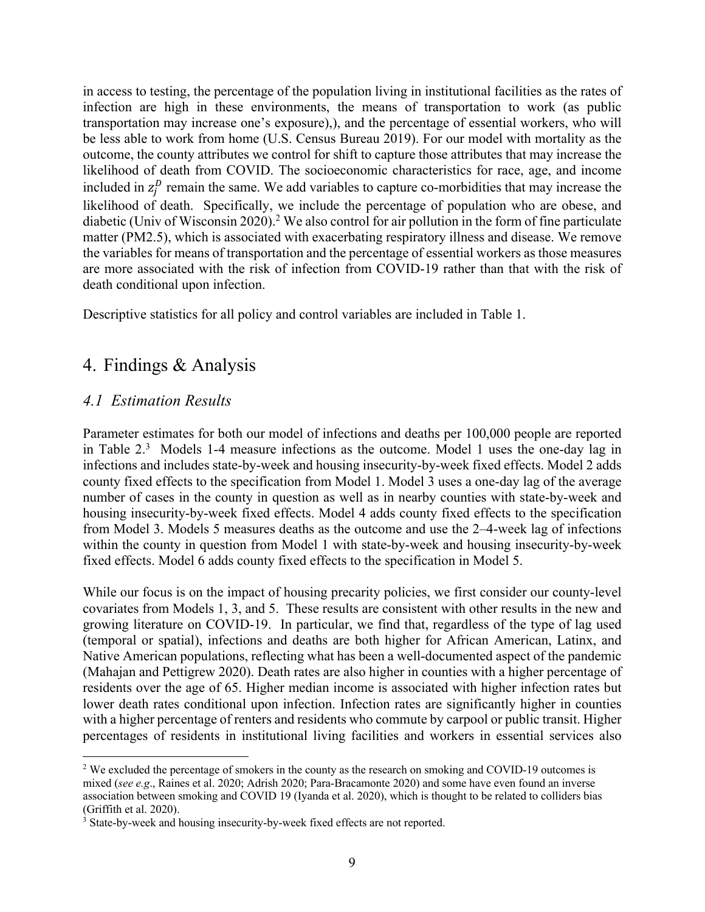in access to testing, the percentage of the population living in institutional facilities as the rates of infection are high in these environments, the means of transportation to work (as public transportation may increase one's exposure),), and the percentage of essential workers, who will be less able to work from home (U.S. Census Bureau 2019). For our model with mortality as the outcome, the county attributes we control for shift to capture those attributes that may increase the likelihood of death from COVID. The socioeconomic characteristics for race, age, and income included in $z_j^D$ remain the same. We add variables to capture co-morbidities that may increase the likelihood of death. Specifically, we include the percentage of population who are obese, and diabetic (Univ of Wisconsin 2020).[2] We also control for air pollution in the form of fine particulate matter (PM2.5), which is associated with exacerbating respiratory illness and disease. We remove the variables for means of transportation and the percentage of essential workers as those measures are more associated with the risk of infection from COVID-19 rather than that with the risk of death conditional upon infection.

Descriptive statistics for all policy and control variables are included in Table 1.

# 4. Findings & Analysis

## *4.1 Estimation Results*

Parameter estimates for both our model of infections and deaths per 100,000 people are reported in Table 2.[3] Models 1-4 measure infections as the outcome. Model 1 uses the one-day lag in infections and includes state-by-week and housing insecurity-by-week fixed effects. Model 2 adds county fixed effects to the specification from Model 1. Model 3 uses a one-day lag of the average number of cases in the county in question as well as in nearby counties with state-by-week and housing insecurity-by-week fixed effects. Model 4 adds county fixed effects to the specification from Model 3. Models 5 measures deaths as the outcome and use the 2–4-week lag of infections within the county in question from Model 1 with state-by-week and housing insecurity-by-week fixed effects. Model 6 adds county fixed effects to the specification in Model 5.

While our focus is on the impact of housing precarity policies, we first consider our county-level covariates from Models 1, 3, and 5. These results are consistent with other results in the new and growing literature on COVID-19. In particular, we find that, regardless of the type of lag used (temporal or spatial), infections and deaths are both higher for African American, Latinx, and Native American populations, reflecting what has been a well-documented aspect of the pandemic (Mahajan and Pettigrew 2020). Death rates are also higher in counties with a higher percentage of residents over the age of 65. Higher median income is associated with higher infection rates but lower death rates conditional upon infection. Infection rates are significantly higher in counties with a higher percentage of renters and residents who commute by carpool or public transit. Higher percentages of residents in institutional living facilities and workers in essential services also

---

[2] We excluded the percentage of smokers in the county as the research on smoking and COVID-19 outcomes is mixed (*see e.g*., Raines et al. 2020; Adrish 2020; Para-Bracamonte 2020) and some have even found an inverse association between smoking and COVID 19 (Iyanda et al. 2020), which is thought to be related to colliders bias (Griffith et al. 2020).

[3] State-by-week and housing insecurity-by-week fixed effects are not reported.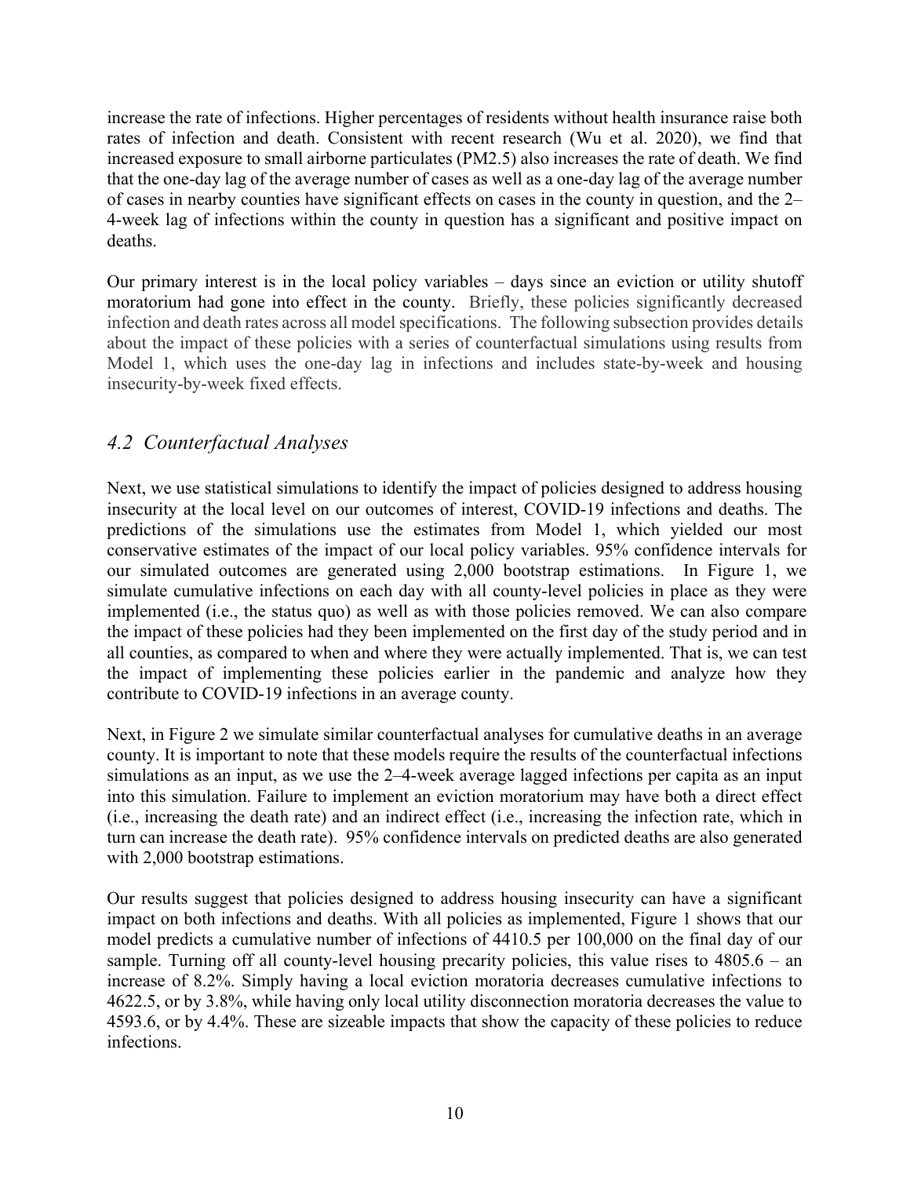increase the rate of infections. Higher percentages of residents without health insurance raise both rates of infection and death. Consistent with recent research (Wu et al. 2020), we find that increased exposure to small airborne particulates (PM2.5) also increases the rate of death. We find that the one-day lag of the average number of cases as well as a one-day lag of the average number of cases in nearby counties have significant effects on cases in the county in question, and the 2–4-week lag of infections within the county in question has a significant and positive impact on deaths.

Our primary interest is in the local policy variables – days since an eviction or utility shutoff moratorium had gone into effect in the county. Briefly, these policies significantly decreased infection and death rates across all model specifications. The following subsection provides details about the impact of these policies with a series of counterfactual simulations using results from Model 1, which uses the one-day lag in infections and includes state-by-week and housing insecurity-by-week fixed effects.

## *4.2 Counterfactual Analyses*

Next, we use statistical simulations to identify the impact of policies designed to address housing insecurity at the local level on our outcomes of interest, COVID-19 infections and deaths. The predictions of the simulations use the estimates from Model 1, which yielded our most conservative estimates of the impact of our local policy variables. 95% confidence intervals for our simulated outcomes are generated using 2,000 bootstrap estimations. In Figure 1, we simulate cumulative infections on each day with all county-level policies in place as they were implemented (i.e., the status quo) as well as with those policies removed. We can also compare the impact of these policies had they been implemented on the first day of the study period and in all counties, as compared to when and where they were actually implemented. That is, we can test the impact of implementing these policies earlier in the pandemic and analyze how they contribute to COVID-19 infections in an average county.

Next, in Figure 2 we simulate similar counterfactual analyses for cumulative deaths in an average county. It is important to note that these models require the results of the counterfactual infections simulations as an input, as we use the 2–4-week average lagged infections per capita as an input into this simulation. Failure to implement an eviction moratorium may have both a direct effect (i.e., increasing the death rate) and an indirect effect (i.e., increasing the infection rate, which in turn can increase the death rate). 95% confidence intervals on predicted deaths are also generated with 2,000 bootstrap estimations.

Our results suggest that policies designed to address housing insecurity can have a significant impact on both infections and deaths. With all policies as implemented, Figure 1 shows that our model predicts a cumulative number of infections of 4410.5 per 100,000 on the final day of our sample. Turning off all county-level housing precarity policies, this value rises to 4805.6 – an increase of 8.2%. Simply having a local eviction moratoria decreases cumulative infections to 4622.5, or by 3.8%, while having only local utility disconnection moratoria decreases the value to 4593.6, or by 4.4%. These are sizeable impacts that show the capacity of these policies to reduce infections.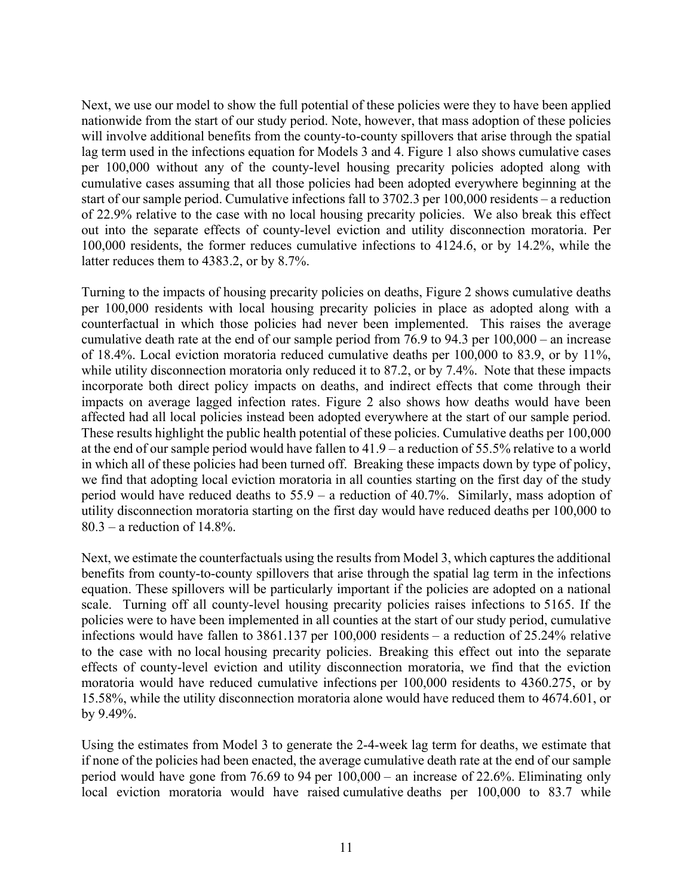Next, we use our model to show the full potential of these policies were they to have been applied nationwide from the start of our study period. Note, however, that mass adoption of these policies will involve additional benefits from the county-to-county spillovers that arise through the spatial lag term used in the infections equation for Models 3 and 4. Figure 1 also shows cumulative cases per 100,000 without any of the county-level housing precarity policies adopted along with cumulative cases assuming that all those policies had been adopted everywhere beginning at the start of our sample period. Cumulative infections fall to 3702.3 per 100,000 residents – a reduction of 22.9% relative to the case with no local housing precarity policies. We also break this effect out into the separate effects of county-level eviction and utility disconnection moratoria. Per 100,000 residents, the former reduces cumulative infections to 4124.6, or by 14.2%, while the latter reduces them to 4383.2, or by 8.7%.

Turning to the impacts of housing precarity policies on deaths, Figure 2 shows cumulative deaths per 100,000 residents with local housing precarity policies in place as adopted along with a counterfactual in which those policies had never been implemented. This raises the average cumulative death rate at the end of our sample period from 76.9 to 94.3 per 100,000 – an increase of 18.4%. Local eviction moratoria reduced cumulative deaths per 100,000 to 83.9, or by 11%, while utility disconnection moratoria only reduced it to 87.2, or by 7.4%. Note that these impacts incorporate both direct policy impacts on deaths, and indirect effects that come through their impacts on average lagged infection rates. Figure 2 also shows how deaths would have been affected had all local policies instead been adopted everywhere at the start of our sample period. These results highlight the public health potential of these policies. Cumulative deaths per 100,000 at the end of our sample period would have fallen to 41.9 – a reduction of 55.5% relative to a world in which all of these policies had been turned off. Breaking these impacts down by type of policy, we find that adopting local eviction moratoria in all counties starting on the first day of the study period would have reduced deaths to 55.9 – a reduction of 40.7%. Similarly, mass adoption of utility disconnection moratoria starting on the first day would have reduced deaths per 100,000 to 80.3 – a reduction of 14.8%.

Next, we estimate the counterfactuals using the results from Model 3, which captures the additional benefits from county-to-county spillovers that arise through the spatial lag term in the infections equation. These spillovers will be particularly important if the policies are adopted on a national scale. Turning off all county-level housing precarity policies raises infections to 5165. If the policies were to have been implemented in all counties at the start of our study period, cumulative infections would have fallen to 3861.137 per 100,000 residents – a reduction of 25.24% relative to the case with no local housing precarity policies. Breaking this effect out into the separate effects of county-level eviction and utility disconnection moratoria, we find that the eviction moratoria would have reduced cumulative infections per 100,000 residents to 4360.275, or by 15.58%, while the utility disconnection moratoria alone would have reduced them to 4674.601, or by 9.49%.

Using the estimates from Model 3 to generate the 2-4-week lag term for deaths, we estimate that if none of the policies had been enacted, the average cumulative death rate at the end of our sample period would have gone from 76.69 to 94 per 100,000 – an increase of 22.6%. Eliminating only local eviction moratoria would have raised cumulative deaths per 100,000 to 83.7 while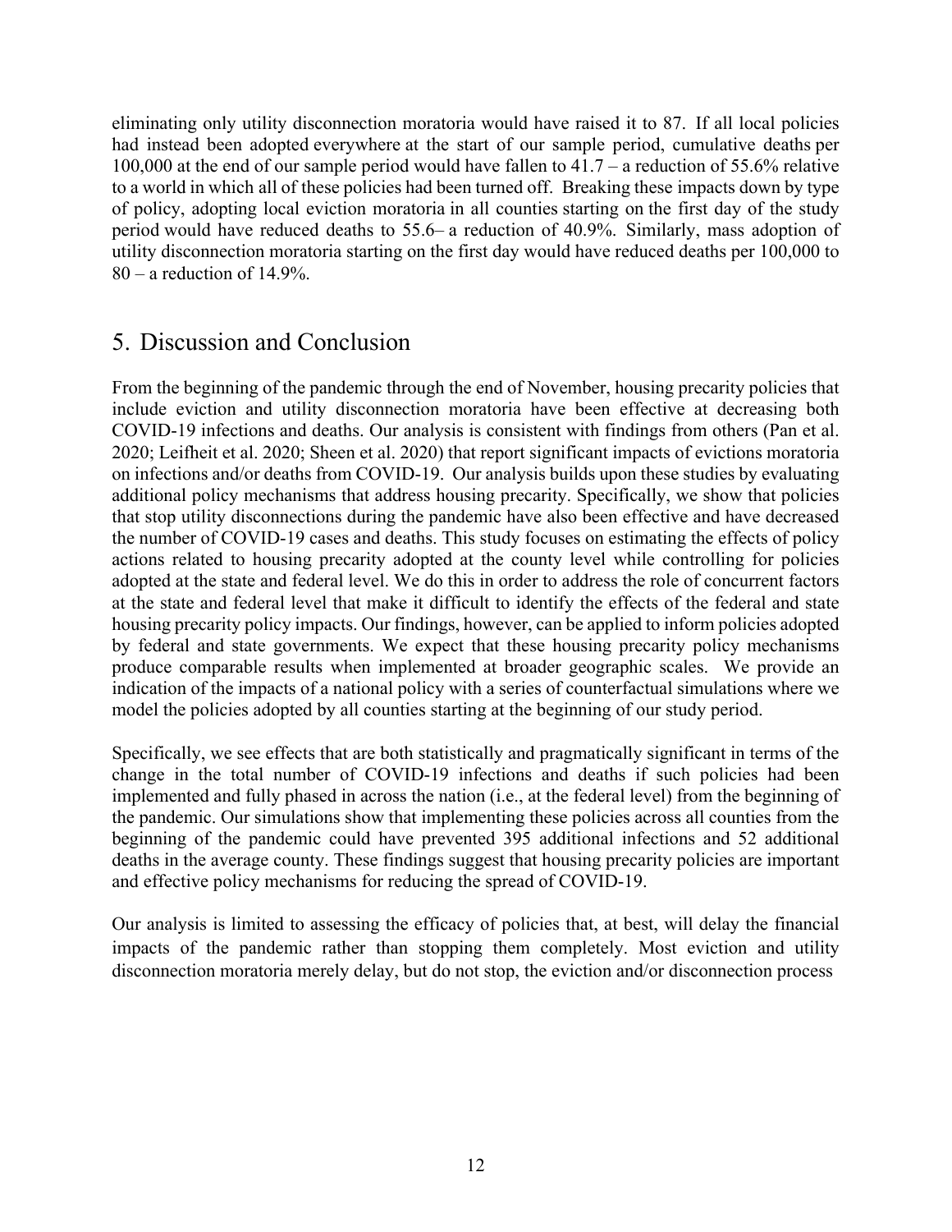eliminating only utility disconnection moratoria would have raised it to 87. If all local policies had instead been adopted everywhere at the start of our sample period, cumulative deaths per 100,000 at the end of our sample period would have fallen to 41.7 – a reduction of 55.6% relative to a world in which all of these policies had been turned off. Breaking these impacts down by type of policy, adopting local eviction moratoria in all counties starting on the first day of the study period would have reduced deaths to 55.6– a reduction of 40.9%. Similarly, mass adoption of utility disconnection moratoria starting on the first day would have reduced deaths per 100,000 to 80 – a reduction of 14.9%.

## 5. Discussion and Conclusion

From the beginning of the pandemic through the end of November, housing precarity policies that include eviction and utility disconnection moratoria have been effective at decreasing both COVID-19 infections and deaths. Our analysis is consistent with findings from others (Pan et al. 2020; Leifheit et al. 2020; Sheen et al. 2020) that report significant impacts of evictions moratoria on infections and/or deaths from COVID-19. Our analysis builds upon these studies by evaluating additional policy mechanisms that address housing precarity. Specifically, we show that policies that stop utility disconnections during the pandemic have also been effective and have decreased the number of COVID-19 cases and deaths. This study focuses on estimating the effects of policy actions related to housing precarity adopted at the county level while controlling for policies adopted at the state and federal level. We do this in order to address the role of concurrent factors at the state and federal level that make it difficult to identify the effects of the federal and state housing precarity policy impacts. Our findings, however, can be applied to inform policies adopted by federal and state governments. We expect that these housing precarity policy mechanisms produce comparable results when implemented at broader geographic scales. We provide an indication of the impacts of a national policy with a series of counterfactual simulations where we model the policies adopted by all counties starting at the beginning of our study period.

Specifically, we see effects that are both statistically and pragmatically significant in terms of the change in the total number of COVID-19 infections and deaths if such policies had been implemented and fully phased in across the nation (i.e., at the federal level) from the beginning of the pandemic. Our simulations show that implementing these policies across all counties from the beginning of the pandemic could have prevented 395 additional infections and 52 additional deaths in the average county. These findings suggest that housing precarity policies are important and effective policy mechanisms for reducing the spread of COVID-19.

Our analysis is limited to assessing the efficacy of policies that, at best, will delay the financial impacts of the pandemic rather than stopping them completely. Most eviction and utility disconnection moratoria merely delay, but do not stop, the eviction and/or disconnection process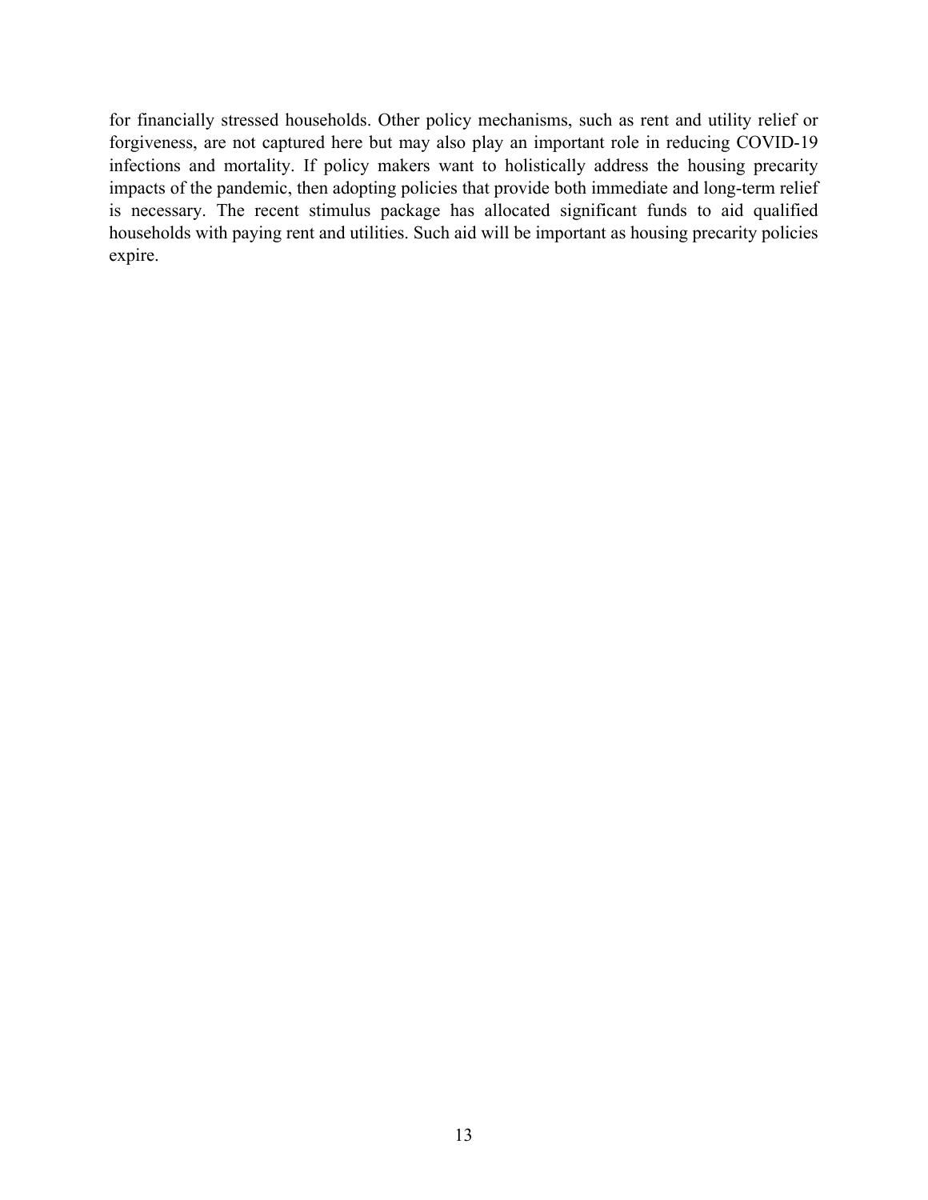for financially stressed households. Other policy mechanisms, such as rent and utility relief or forgiveness, are not captured here but may also play an important role in reducing COVID-19 infections and mortality. If policy makers want to holistically address the housing precarity impacts of the pandemic, then adopting policies that provide both immediate and long-term relief is necessary. The recent stimulus package has allocated significant funds to aid qualified households with paying rent and utilities. Such aid will be important as housing precarity policies expire.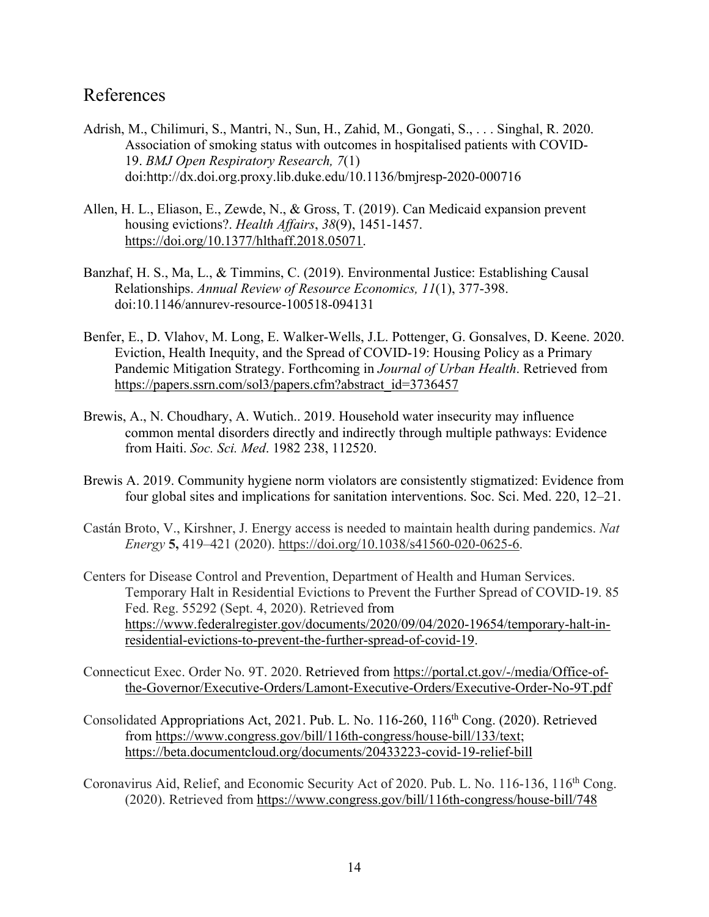# References

Adrish, M., Chilimuri, S., Mantri, N., Sun, H., Zahid, M., Gongati, S., . . . Singhal, R. 2020. Association of smoking status with outcomes in hospitalised patients with COVID-19. *BMJ Open Respiratory Research, 7*(1) doi:http://dx.doi.org.proxy.lib.duke.edu/10.1136/bmjresp-2020-000716

Allen, H. L., Eliason, E., Zewde, N., & Gross, T. (2019). Can Medicaid expansion prevent housing evictions?. *Health Affairs*, *38*(9), 1451-1457. https://doi.org/10.1377/hlthaff.2018.05071.

Banzhaf, H. S., Ma, L., & Timmins, C. (2019). Environmental Justice: Establishing Causal Relationships. *Annual Review of Resource Economics, 11*(1), 377-398. doi:10.1146/annurev-resource-100518-094131

Benfer, E., D. Vlahov, M. Long, E. Walker-Wells, J.L. Pottenger, G. Gonsalves, D. Keene. 2020. Eviction, Health Inequity, and the Spread of COVID-19: Housing Policy as a Primary Pandemic Mitigation Strategy. Forthcoming in *Journal of Urban Health*. Retrieved from https://papers.ssrn.com/sol3/papers.cfm?abstract_id=3736457

Brewis, A., N. Choudhary, A. Wutich.. 2019. Household water insecurity may influence common mental disorders directly and indirectly through multiple pathways: Evidence from Haiti. *Soc. Sci. Med*. 1982 238, 112520.

Brewis A. 2019. Community hygiene norm violators are consistently stigmatized: Evidence from four global sites and implications for sanitation interventions. Soc. Sci. Med. 220, 12–21.

Castán Broto, V., Kirshner, J. Energy access is needed to maintain health during pandemics. *Nat Energy* **5,** 419–421 (2020). https://doi.org/10.1038/s41560-020-0625-6.

Centers for Disease Control and Prevention, Department of Health and Human Services. Temporary Halt in Residential Evictions to Prevent the Further Spread of COVID-19. 85 Fed. Reg. 55292 (Sept. 4, 2020). Retrieved from https://www.federalregister.gov/documents/2020/09/04/2020-19654/temporary-halt-in-residential-evictions-to-prevent-the-further-spread-of-covid-19.

Connecticut Exec. Order No. 9T. 2020. Retrieved from https://portal.ct.gov/-/media/Office-of-the-Governor/Executive-Orders/Lamont-Executive-Orders/Executive-Order-No-9T.pdf

Consolidated Appropriations Act, 2021. Pub. L. No. 116-260, 116th Cong. (2020). Retrieved from https://www.congress.gov/bill/116th-congress/house-bill/133/text; https://beta.documentcloud.org/documents/20433223-covid-19-relief-bill

Coronavirus Aid, Relief, and Economic Security Act of 2020. Pub. L. No. 116-136, 116th Cong. (2020). Retrieved from https://www.congress.gov/bill/116th-congress/house-bill/748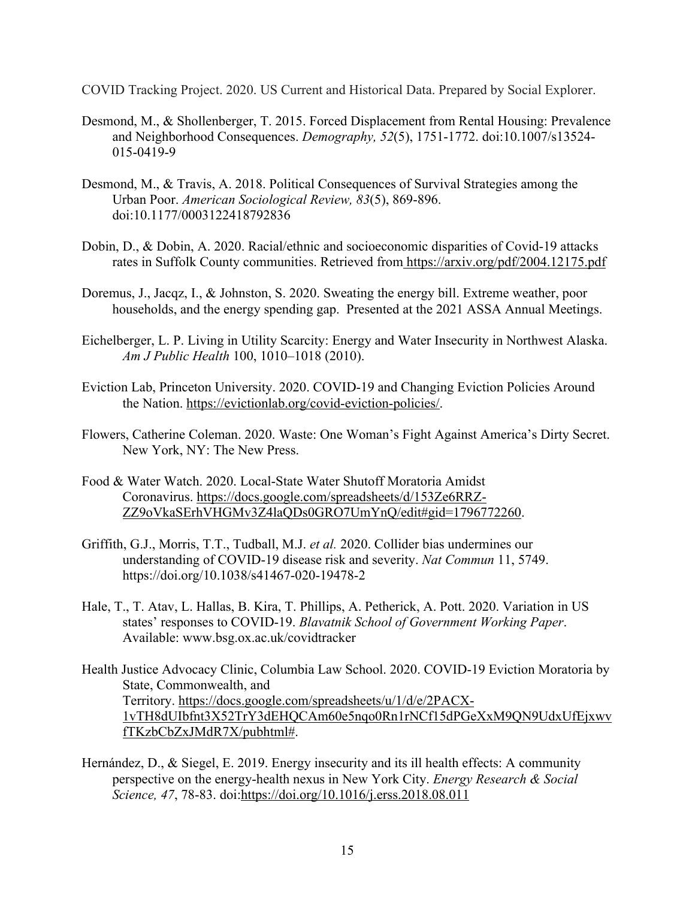COVID Tracking Project. 2020. US Current and Historical Data. Prepared by Social Explorer.

Desmond, M., & Shollenberger, T. 2015. Forced Displacement from Rental Housing: Prevalence and Neighborhood Consequences. *Demography, 52*(5), 1751-1772. doi:10.1007/s13524-015-0419-9

Desmond, M., & Travis, A. 2018. Political Consequences of Survival Strategies among the Urban Poor. *American Sociological Review, 83*(5), 869-896. doi:10.1177/0003122418792836

Dobin, D., & Dobin, A. 2020. Racial/ethnic and socioeconomic disparities of Covid-19 attacks rates in Suffolk County communities. Retrieved from https://arxiv.org/pdf/2004.12175.pdf

Doremus, J., Jacqz, I., & Johnston, S. 2020. Sweating the energy bill. Extreme weather, poor households, and the energy spending gap. Presented at the 2021 ASSA Annual Meetings.

Eichelberger, L. P. Living in Utility Scarcity: Energy and Water Insecurity in Northwest Alaska. *Am J Public Health* 100, 1010–1018 (2010).

Eviction Lab, Princeton University. 2020. COVID-19 and Changing Eviction Policies Around the Nation. https://evictionlab.org/covid-eviction-policies/.

Flowers, Catherine Coleman. 2020. Waste: One Woman's Fight Against America's Dirty Secret. New York, NY: The New Press.

Food & Water Watch. 2020. Local-State Water Shutoff Moratoria Amidst Coronavirus. https://docs.google.com/spreadsheets/d/153Ze6RRZ-ZZ9oVkaSErhVHGMv3Z4laQDs0GRO7UmYnQ/edit#gid=1796772260.

Griffith, G.J., Morris, T.T., Tudball, M.J. *et al.* 2020. Collider bias undermines our understanding of COVID-19 disease risk and severity. *Nat Commun* 11, 5749. https://doi.org/10.1038/s41467-020-19478-2

Hale, T., T. Atav, L. Hallas, B. Kira, T. Phillips, A. Petherick, A. Pott. 2020. Variation in US states' responses to COVID-19. *Blavatnik School of Government Working Paper*. Available: www.bsg.ox.ac.uk/covidtracker

Health Justice Advocacy Clinic, Columbia Law School. 2020. COVID-19 Eviction Moratoria by State, Commonwealth, and Territory. https://docs.google.com/spreadsheets/u/1/d/e/2PACX-1vTH8dUIbfnt3X52TrY3dEHQCAm60e5nqo0Rn1rNCf15dPGeXxM9QN9UdxUfEjxwvfTKzbCbZxJMdR7X/pubhtml#.

Hernández, D., & Siegel, E. 2019. Energy insecurity and its ill health effects: A community perspective on the energy-health nexus in New York City. *Energy Research & Social Science, 47*, 78-83. doi:https://doi.org/10.1016/j.erss.2018.08.011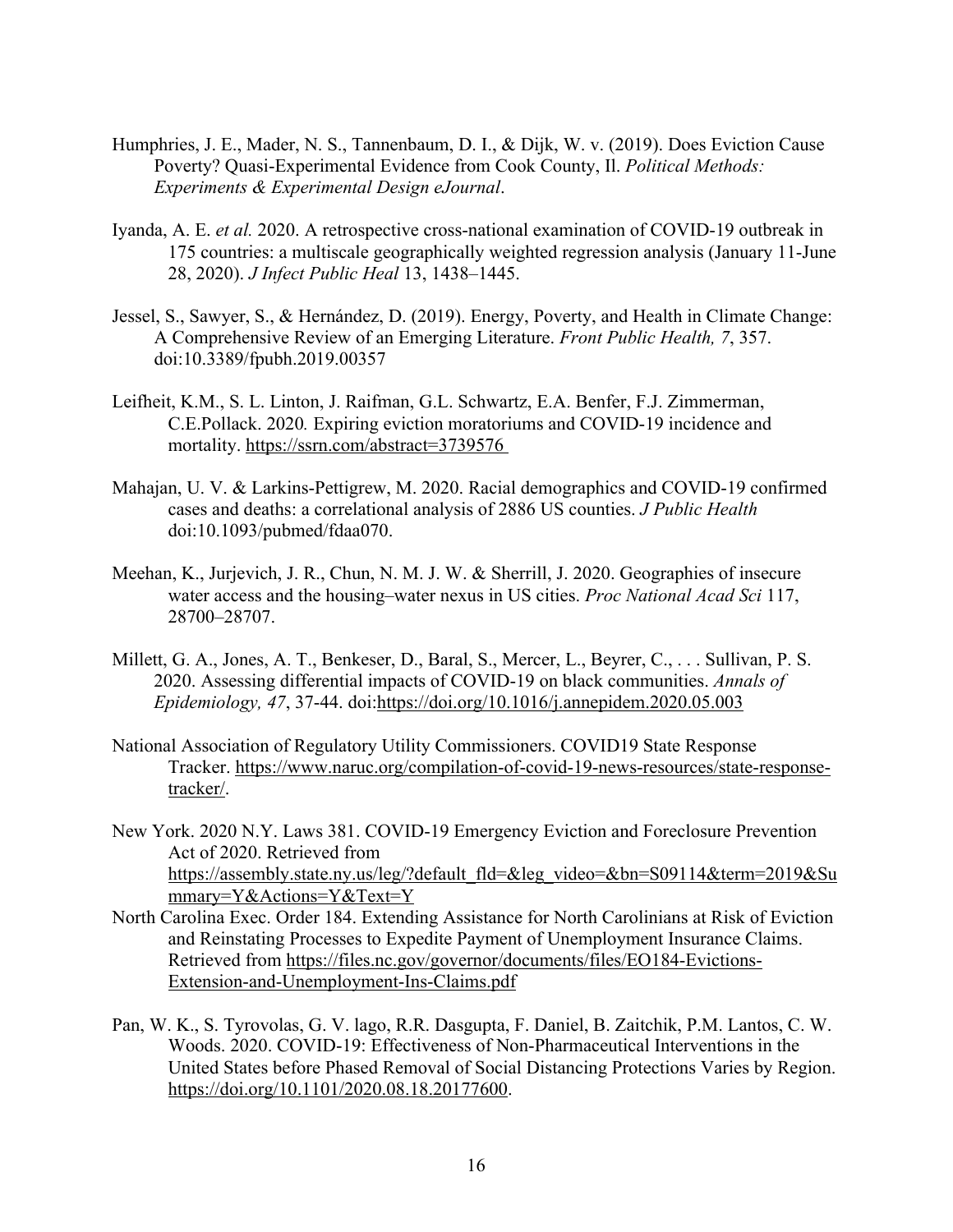Humphries, J. E., Mader, N. S., Tannenbaum, D. I., & Dijk, W. v. (2019). Does Eviction Cause Poverty? Quasi-Experimental Evidence from Cook County, Il. *Political Methods: Experiments & Experimental Design eJournal*.

Iyanda, A. E. *et al.* 2020. A retrospective cross-national examination of COVID-19 outbreak in 175 countries: a multiscale geographically weighted regression analysis (January 11-June 28, 2020). *J Infect Public Heal* 13, 1438–1445.

Jessel, S., Sawyer, S., & Hernández, D. (2019). Energy, Poverty, and Health in Climate Change: A Comprehensive Review of an Emerging Literature. *Front Public Health, 7*, 357. doi:10.3389/fpubh.2019.00357

Leifheit, K.M., S. L. Linton, J. Raifman, G.L. Schwartz, E.A. Benfer, F.J. Zimmerman, C.E.Pollack. 2020*.* Expiring eviction moratoriums and COVID-19 incidence and mortality. https://ssrn.com/abstract=3739576

Mahajan, U. V. & Larkins-Pettigrew, M. 2020. Racial demographics and COVID-19 confirmed cases and deaths: a correlational analysis of 2886 US counties. *J Public Health* doi:10.1093/pubmed/fdaa070.

Meehan, K., Jurjevich, J. R., Chun, N. M. J. W. & Sherrill, J. 2020. Geographies of insecure water access and the housing–water nexus in US cities. *Proc National Acad Sci* 117, 28700–28707.

Millett, G. A., Jones, A. T., Benkeser, D., Baral, S., Mercer, L., Beyrer, C., . . . Sullivan, P. S. 2020. Assessing differential impacts of COVID-19 on black communities. *Annals of Epidemiology, 47*, 37-44. doi:https://doi.org/10.1016/j.annepidem.2020.05.003

National Association of Regulatory Utility Commissioners. COVID19 State Response Tracker. https://www.naruc.org/compilation-of-covid-19-news-resources/state-response-tracker/.

New York. 2020 N.Y. Laws 381. COVID-19 Emergency Eviction and Foreclosure Prevention Act of 2020. Retrieved from https://assembly.state.ny.us/leg/?default_fld=&leg_video=&bn=S09114&term=2019&Summary=Y&Actions=Y&Text=Y

North Carolina Exec. Order 184. Extending Assistance for North Carolinians at Risk of Eviction and Reinstating Processes to Expedite Payment of Unemployment Insurance Claims. Retrieved from https://files.nc.gov/governor/documents/files/EO184-Evictions-Extension-and-Unemployment-Ins-Claims.pdf

Pan, W. K., S. Tyrovolas, G. V. lago, R.R. Dasgupta, F. Daniel, B. Zaitchik, P.M. Lantos, C. W. Woods. 2020. COVID-19: Effectiveness of Non-Pharmaceutical Interventions in the United States before Phased Removal of Social Distancing Protections Varies by Region. https://doi.org/10.1101/2020.08.18.20177600.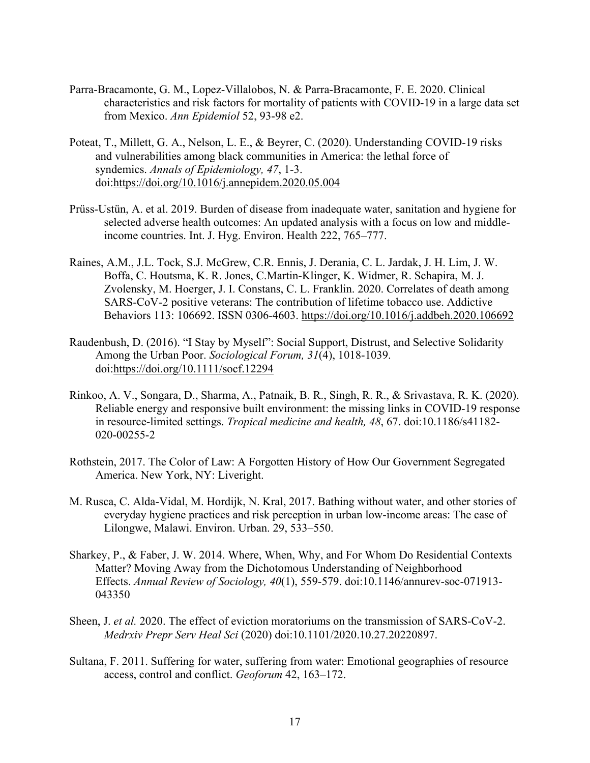Parra-Bracamonte, G. M., Lopez-Villalobos, N. & Parra-Bracamonte, F. E. 2020. Clinical characteristics and risk factors for mortality of patients with COVID-19 in a large data set from Mexico. *Ann Epidemiol* 52, 93-98 e2.

Poteat, T., Millett, G. A., Nelson, L. E., & Beyrer, C. (2020). Understanding COVID-19 risks and vulnerabilities among black communities in America: the lethal force of syndemics. *Annals of Epidemiology, 47*, 1-3. doi:https://doi.org/10.1016/j.annepidem.2020.05.004

Prüss-Ustün, A. et al. 2019. Burden of disease from inadequate water, sanitation and hygiene for selected adverse health outcomes: An updated analysis with a focus on low and middle-income countries. Int. J. Hyg. Environ. Health 222, 765–777.

Raines, A.M., J.L. Tock, S.J. McGrew, C.R. Ennis, J. Derania, C. L. Jardak, J. H. Lim, J. W. Boffa, C. Houtsma, K. R. Jones, C.Martin-Klinger, K. Widmer, R. Schapira, M. J. Zvolensky, M. Hoerger, J. I. Constans, C. L. Franklin. 2020. Correlates of death among SARS-CoV-2 positive veterans: The contribution of lifetime tobacco use. Addictive Behaviors 113: 106692. ISSN 0306-4603. https://doi.org/10.1016/j.addbeh.2020.106692

Raudenbush, D. (2016). "I Stay by Myself": Social Support, Distrust, and Selective Solidarity Among the Urban Poor. *Sociological Forum, 31*(4), 1018-1039. doi:https://doi.org/10.1111/socf.12294

Rinkoo, A. V., Songara, D., Sharma, A., Patnaik, B. R., Singh, R. R., & Srivastava, R. K. (2020). Reliable energy and responsive built environment: the missing links in COVID-19 response in resource-limited settings. *Tropical medicine and health, 48*, 67. doi:10.1186/s41182-020-00255-2

Rothstein, 2017. The Color of Law: A Forgotten History of How Our Government Segregated America. New York, NY: Liveright.

M. Rusca, C. Alda-Vidal, M. Hordijk, N. Kral, 2017. Bathing without water, and other stories of everyday hygiene practices and risk perception in urban low-income areas: The case of Lilongwe, Malawi. Environ. Urban. 29, 533–550.

Sharkey, P., & Faber, J. W. 2014. Where, When, Why, and For Whom Do Residential Contexts Matter? Moving Away from the Dichotomous Understanding of Neighborhood Effects. *Annual Review of Sociology, 40*(1), 559-579. doi:10.1146/annurev-soc-071913-043350

Sheen, J. *et al.* 2020. The effect of eviction moratoriums on the transmission of SARS-CoV-2. *Medrxiv Prepr Serv Heal Sci* (2020) doi:10.1101/2020.10.27.20220897.

Sultana, F. 2011. Suffering for water, suffering from water: Emotional geographies of resource access, control and conflict. *Geoforum* 42, 163–172.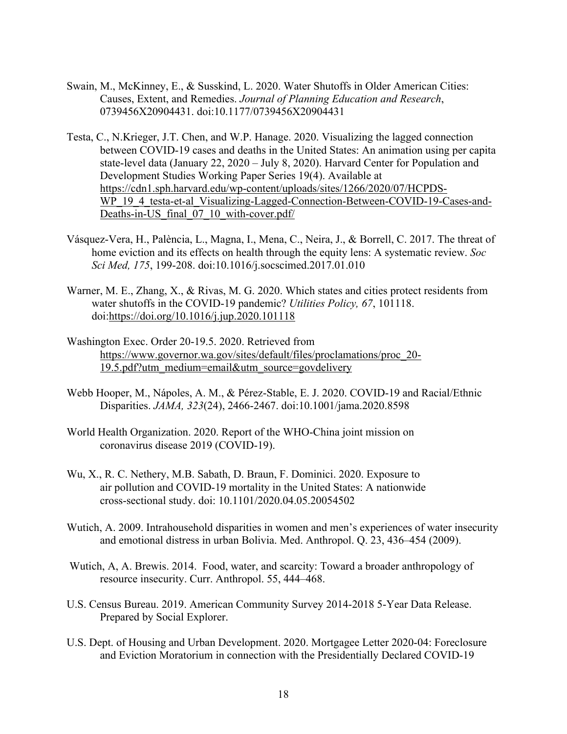Swain, M., McKinney, E., & Susskind, L. 2020. Water Shutoffs in Older American Cities: Causes, Extent, and Remedies. *Journal of Planning Education and Research*, 0739456X20904431. doi:10.1177/0739456X20904431

Testa, C., N.Krieger, J.T. Chen, and W.P. Hanage. 2020. Visualizing the lagged connection between COVID-19 cases and deaths in the United States: An animation using per capita state-level data (January 22, 2020 – July 8, 2020). Harvard Center for Population and Development Studies Working Paper Series 19(4). Available at https://cdn1.sph.harvard.edu/wp-content/uploads/sites/1266/2020/07/HCPDS-WP_19_4_testa-et-al_Visualizing-Lagged-Connection-Between-COVID-19-Cases-and-Deaths-in-US_final_07_10_with-cover.pdf/

Vásquez-Vera, H., Palència, L., Magna, I., Mena, C., Neira, J., & Borrell, C. 2017. The threat of home eviction and its effects on health through the equity lens: A systematic review. *Soc Sci Med, 175*, 199-208. doi:10.1016/j.socscimed.2017.01.010

Warner, M. E., Zhang, X., & Rivas, M. G. 2020. Which states and cities protect residents from water shutoffs in the COVID-19 pandemic? *Utilities Policy, 67*, 101118. doi:https://doi.org/10.1016/j.jup.2020.101118

Washington Exec. Order 20-19.5. 2020. Retrieved from https://www.governor.wa.gov/sites/default/files/proclamations/proc_20-19.5.pdf?utm_medium=email&utm_source=govdelivery

Webb Hooper, M., Nápoles, A. M., & Pérez-Stable, E. J. 2020. COVID-19 and Racial/Ethnic Disparities. *JAMA, 323*(24), 2466-2467. doi:10.1001/jama.2020.8598

World Health Organization. 2020. Report of the WHO-China joint mission on coronavirus disease 2019 (COVID-19).

Wu, X., R. C. Nethery, M.B. Sabath, D. Braun, F. Dominici. 2020. Exposure to air pollution and COVID-19 mortality in the United States: A nationwide cross-sectional study. doi: 10.1101/2020.04.05.20054502

Wutich, A. 2009. Intrahousehold disparities in women and men's experiences of water insecurity and emotional distress in urban Bolivia. Med. Anthropol. Q. 23, 436–454 (2009).

Wutich, A, A. Brewis. 2014. Food, water, and scarcity: Toward a broader anthropology of resource insecurity. Curr. Anthropol. 55, 444–468.

U.S. Census Bureau. 2019. American Community Survey 2014-2018 5-Year Data Release. Prepared by Social Explorer.

U.S. Dept. of Housing and Urban Development. 2020. Mortgagee Letter 2020-04: Foreclosure and Eviction Moratorium in connection with the Presidentially Declared COVID-19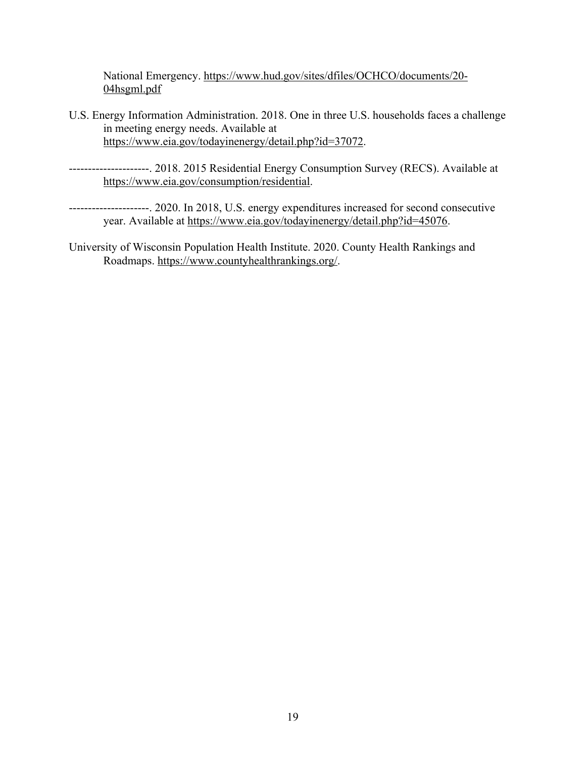National Emergency. https://www.hud.gov/sites/dfiles/OCHCO/documents/20-04hsgml.pdf

U.S. Energy Information Administration. 2018. One in three U.S. households faces a challenge in meeting energy needs. Available at https://www.eia.gov/todayinenergy/detail.php?id=37072.

---------------------. 2018. 2015 Residential Energy Consumption Survey (RECS). Available at https://www.eia.gov/consumption/residential.

---------------------. 2020. In 2018, U.S. energy expenditures increased for second consecutive year. Available at https://www.eia.gov/todayinenergy/detail.php?id=45076.

University of Wisconsin Population Health Institute. 2020. County Health Rankings and Roadmaps. https://www.countyhealthrankings.org/.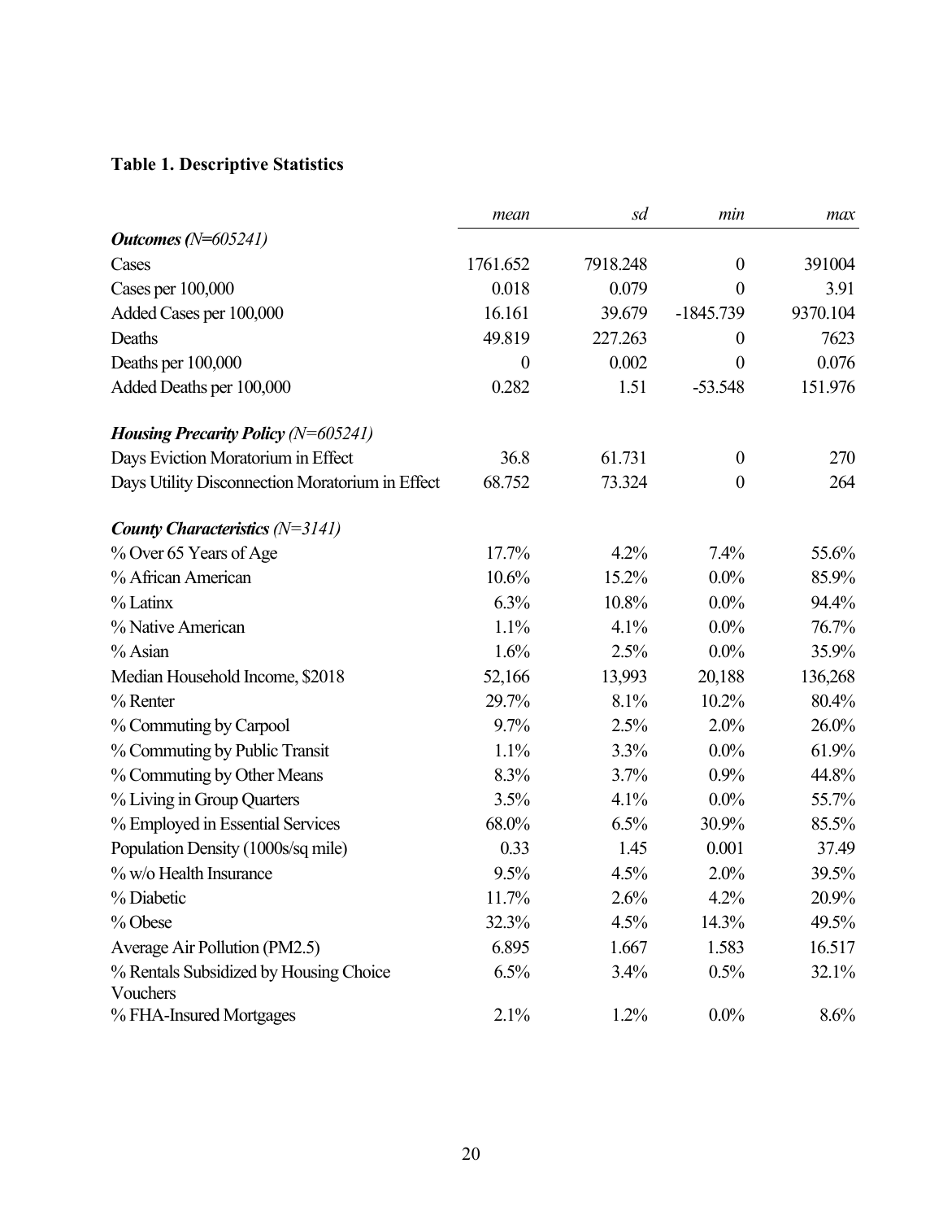**Table 1. Descriptive Statistics**

| | *mean* | *sd* | *min* | *max* |
|---|---|---|---|---|
| ***Outcomes (N=605241)*** | | | | |
| Cases | 1761.652 | 7918.248 | 0 | 391004 |
| Cases per 100,000 | 0.018 | 0.079 | 0 | 3.91 |
| Added Cases per 100,000 | 16.161 | 39.679 | -1845.739 | 9370.104 |
| Deaths | 49.819 | 227.263 | 0 | 7623 |
| Deaths per 100,000 | 0 | 0.002 | 0 | 0.076 |
| Added Deaths per 100,000 | 0.282 | 1.51 | -53.548 | 151.976 |
| ***Housing Precarity Policy (N=605241)*** | | | | |
| Days Eviction Moratorium in Effect | 36.8 | 61.731 | 0 | 270 |
| Days Utility Disconnection Moratorium in Effect | 68.752 | 73.324 | 0 | 264 |
| ***County Characteristics (N=3141)*** | | | | |
| % Over 65 Years of Age | 17.7% | 4.2% | 7.4% | 55.6% |
| % African American | 10.6% | 15.2% | 0.0% | 85.9% |
| % Latinx | 6.3% | 10.8% | 0.0% | 94.4% |
| % Native American | 1.1% | 4.1% | 0.0% | 76.7% |
| % Asian | 1.6% | 2.5% | 0.0% | 35.9% |
| Median Household Income, $2018 | 52,166 | 13,993 | 20,188 | 136,268 |
| % Renter | 29.7% | 8.1% | 10.2% | 80.4% |
| % Commuting by Carpool | 9.7% | 2.5% | 2.0% | 26.0% |
| % Commuting by Public Transit | 1.1% | 3.3% | 0.0% | 61.9% |
| % Commuting by Other Means | 8.3% | 3.7% | 0.9% | 44.8% |
| % Living in Group Quarters | 3.5% | 4.1% | 0.0% | 55.7% |
| % Employed in Essential Services | 68.0% | 6.5% | 30.9% | 85.5% |
| Population Density (1000s/sq mile) | 0.33 | 1.45 | 0.001 | 37.49 |
| % w/o Health Insurance | 9.5% | 4.5% | 2.0% | 39.5% |
| % Diabetic | 11.7% | 2.6% | 4.2% | 20.9% |
| % Obese | 32.3% | 4.5% | 14.3% | 49.5% |
| Average Air Pollution (PM2.5) | 6.895 | 1.667 | 1.583 | 16.517 |
| % Rentals Subsidized by Housing Choice Vouchers | 6.5% | 3.4% | 0.5% | 32.1% |
| % FHA-Insured Mortgages | 2.1% | 1.2% | 0.0% | 8.6% |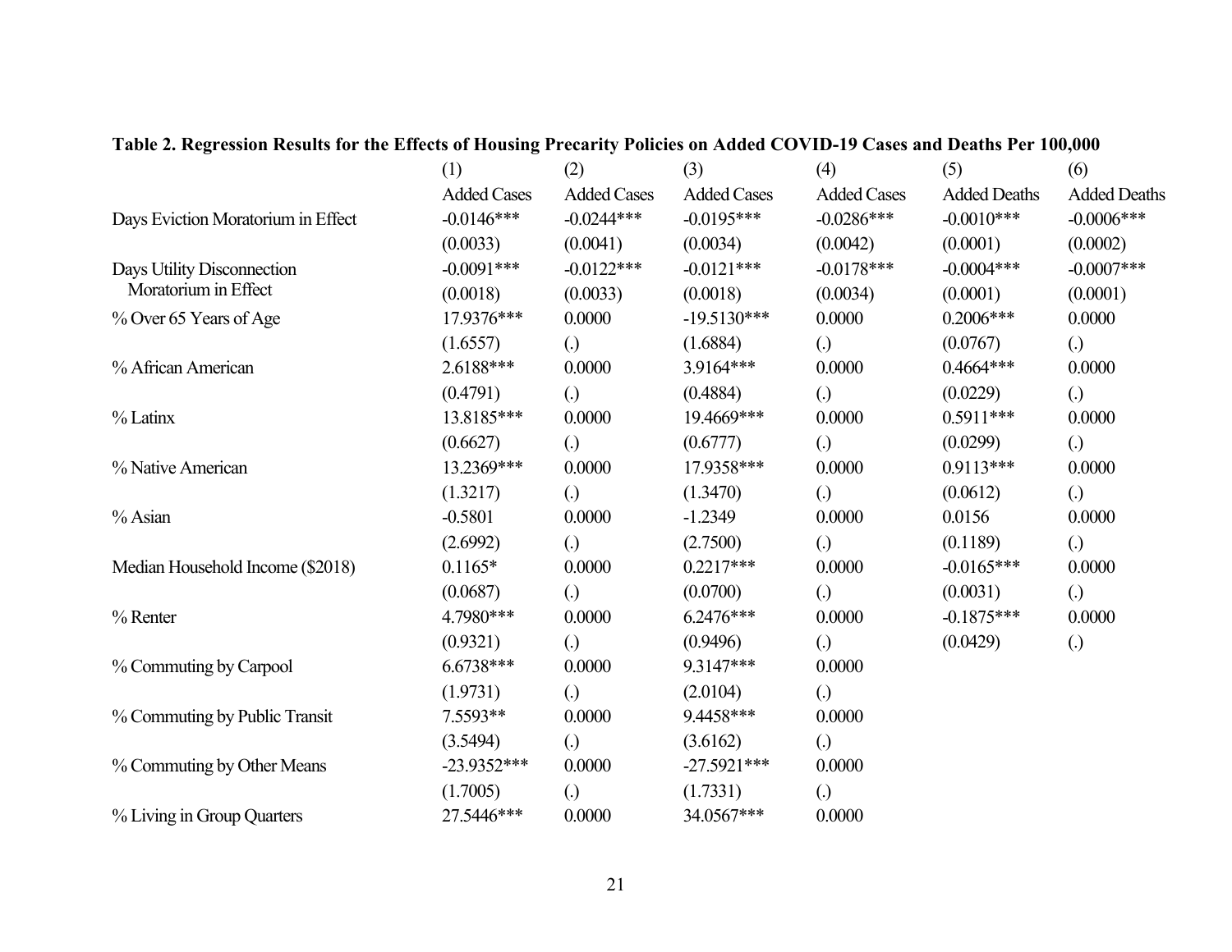**Table 2. Regression Results for the Effects of Housing Precarity Policies on Added COVID-19 Cases and Deaths Per 100,000**

| | (1) | (2) | (3) | (4) | (5) | (6) |
|---|---|---|---|---|---|---|
| | Added Cases | Added Cases | Added Cases | Added Cases | Added Deaths | Added Deaths |
| Days Eviction Moratorium in Effect | -0.0146*** | -0.0244*** | -0.0195*** | -0.0286*** | -0.0010*** | -0.0006*** |
| | (0.0033) | (0.0041) | (0.0034) | (0.0042) | (0.0001) | (0.0002) |
| Days Utility Disconnection Moratorium in Effect | -0.0091*** | -0.0122*** | -0.0121*** | -0.0178*** | -0.0004*** | -0.0007*** |
| | (0.0018) | (0.0033) | (0.0018) | (0.0034) | (0.0001) | (0.0001) |
| % Over 65 Years of Age | 17.9376*** | 0.0000 | -19.5130*** | 0.0000 | 0.2006*** | 0.0000 |
| | (1.6557) | (.) | (1.6884) | (.) | (0.0767) | (.) |
| % African American | 2.6188*** | 0.0000 | 3.9164*** | 0.0000 | 0.4664*** | 0.0000 |
| | (0.4791) | (.) | (0.4884) | (.) | (0.0229) | (.) |
| % Latinx | 13.8185*** | 0.0000 | 19.4669*** | 0.0000 | 0.5911*** | 0.0000 |
| | (0.6627) | (.) | (0.6777) | (.) | (0.0299) | (.) |
| % Native American | 13.2369*** | 0.0000 | 17.9358*** | 0.0000 | 0.9113*** | 0.0000 |
| | (1.3217) | (.) | (1.3470) | (.) | (0.0612) | (.) |
| % Asian | -0.5801 | 0.0000 | -1.2349 | 0.0000 | 0.0156 | 0.0000 |
| | (2.6992) | (.) | (2.7500) | (.) | (0.1189) | (.) |
| Median Household Income ($2018) | 0.1165* | 0.0000 | 0.2217*** | 0.0000 | -0.0165*** | 0.0000 |
| | (0.0687) | (.) | (0.0700) | (.) | (0.0031) | (.) |
| % Renter | 4.7980*** | 0.0000 | 6.2476*** | 0.0000 | -0.1875*** | 0.0000 |
| | (0.9321) | (.) | (0.9496) | (.) | (0.0429) | (.) |
| % Commuting by Carpool | 6.6738*** | 0.0000 | 9.3147*** | 0.0000 | | |
| | (1.9731) | (.) | (2.0104) | (.) | | |
| % Commuting by Public Transit | 7.5593** | 0.0000 | 9.4458*** | 0.0000 | | |
| | (3.5494) | (.) | (3.6162) | (.) | | |
| % Commuting by Other Means | -23.9352*** | 0.0000 | -27.5921*** | 0.0000 | | |
| | (1.7005) | (.) | (1.7331) | (.) | | |
| % Living in Group Quarters | 27.5446*** | 0.0000 | 34.0567*** | 0.0000 | | |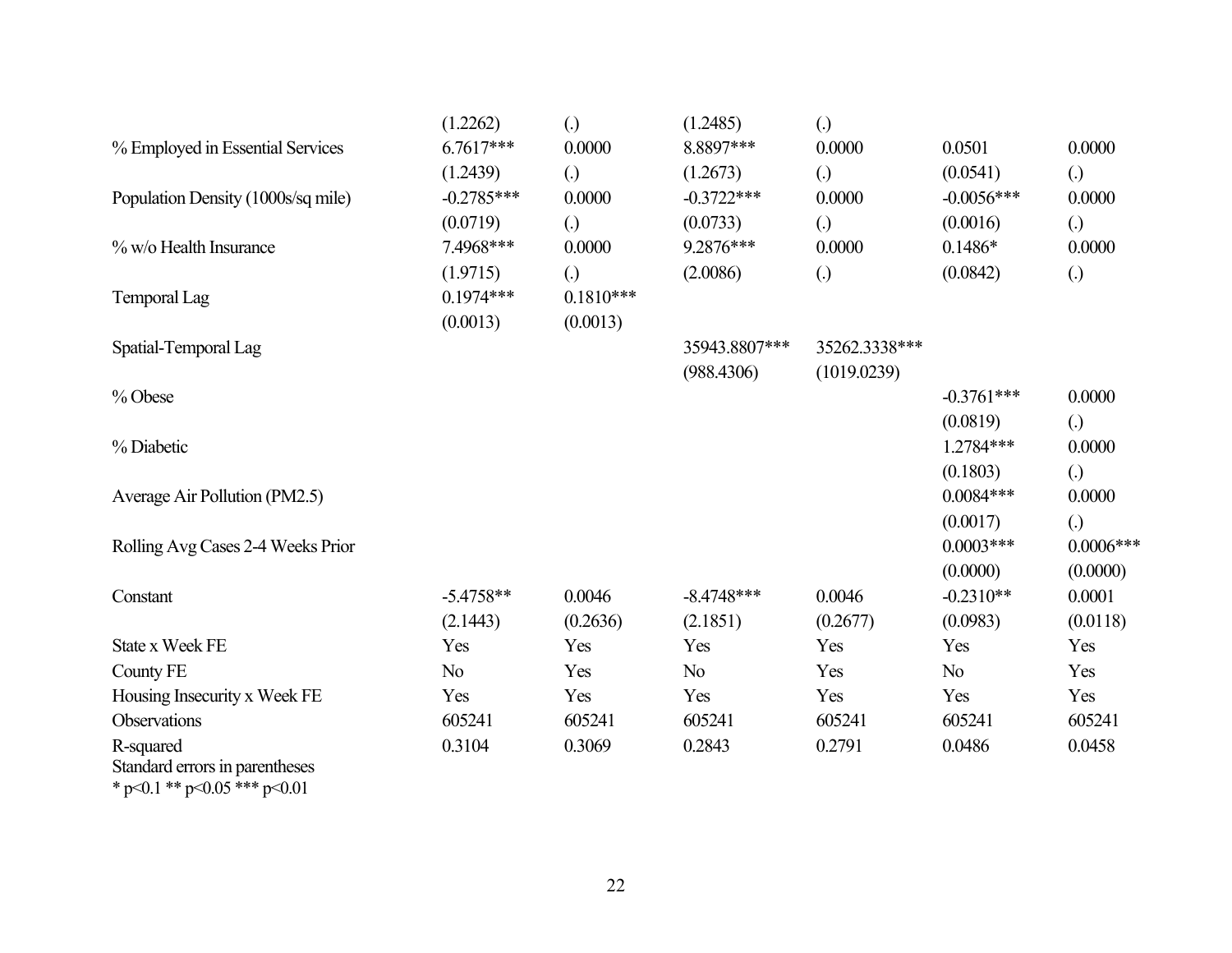| | | | | | | |
|---|---|---|---|---|---|---|
| | (1.2262) | (.) | (1.2485) | (.) | | |
| % Employed in Essential Services | 6.7617*** | 0.0000 | 8.8897*** | 0.0000 | 0.0501 | 0.0000 |
| | (1.2439) | (.) | (1.2673) | (.) | (0.0541) | (.) |
| Population Density (1000s/sq mile) | -0.2785*** | 0.0000 | -0.3722*** | 0.0000 | -0.0056*** | 0.0000 |
| | (0.0719) | (.) | (0.0733) | (.) | (0.0016) | (.) |
| % w/o Health Insurance | 7.4968*** | 0.0000 | 9.2876*** | 0.0000 | 0.1486* | 0.0000 |
| | (1.9715) | (.) | (2.0086) | (.) | (0.0842) | (.) |
| Temporal Lag | 0.1974*** | 0.1810*** | | | | |
| | (0.0013) | (0.0013) | | | | |
| Spatial-Temporal Lag | | | 35943.8807*** | 35262.3338*** | | |
| | | | (988.4306) | (1019.0239) | | |
| % Obese | | | | | -0.3761*** | 0.0000 |
| | | | | | (0.0819) | (.) |
| % Diabetic | | | | | 1.2784*** | 0.0000 |
| | | | | | (0.1803) | (.) |
| Average Air Pollution (PM2.5) | | | | | 0.0084*** | 0.0000 |
| | | | | | (0.0017) | (.) |
| Rolling Avg Cases 2-4 Weeks Prior | | | | | 0.0003*** | 0.0006*** |
| | | | | | (0.0000) | (0.0000) |
| Constant | -5.4758** | 0.0046 | -8.4748*** | 0.0046 | -0.2310** | 0.0001 |
| | (2.1443) | (0.2636) | (2.1851) | (0.2677) | (0.0983) | (0.0118) |
| State x Week FE | Yes | Yes | Yes | Yes | Yes | Yes |
| County FE | No | Yes | No | Yes | No | Yes |
| Housing Insecurity x Week FE | Yes | Yes | Yes | Yes | Yes | Yes |
| Observations | 605241 | 605241 | 605241 | 605241 | 605241 | 605241 |
| R-squared | 0.3104 | 0.3069 | 0.2843 | 0.2791 | 0.0486 | 0.0458 |

Standard errors in parentheses
\* p<0.1 ** p<0.05 *** p<0.01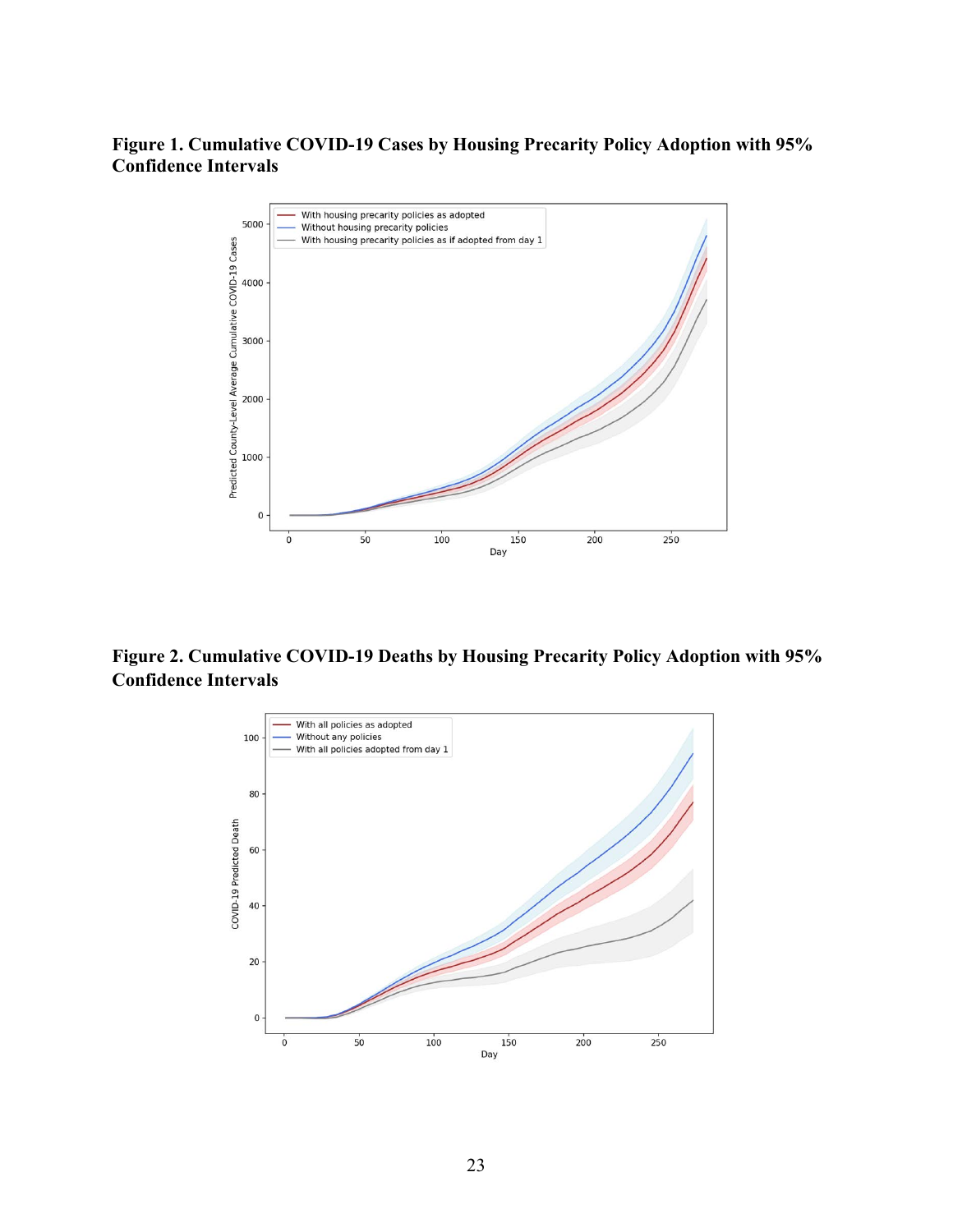**Figure 1. Cumulative COVID-19 Cases by Housing Precarity Policy Adoption with 95% Confidence Intervals**

With housing precarity policies as adopted
Without housing precarity policies
With housing precarity policies as if adopted from day 1

Predicted County-Level Average Cumulative COVID-19 Cases

0
1000
2000
3000
4000
5000

Day

0
50
100
150
200
250

**Figure 2. Cumulative COVID-19 Deaths by Housing Precarity Policy Adoption with 95% Confidence Intervals**

With all policies as adopted
Without any policies
With all policies adopted from day 1

COVID-19 Predicted Death

0
20
40
60
80
100

Day

0
50
100
150
200
250